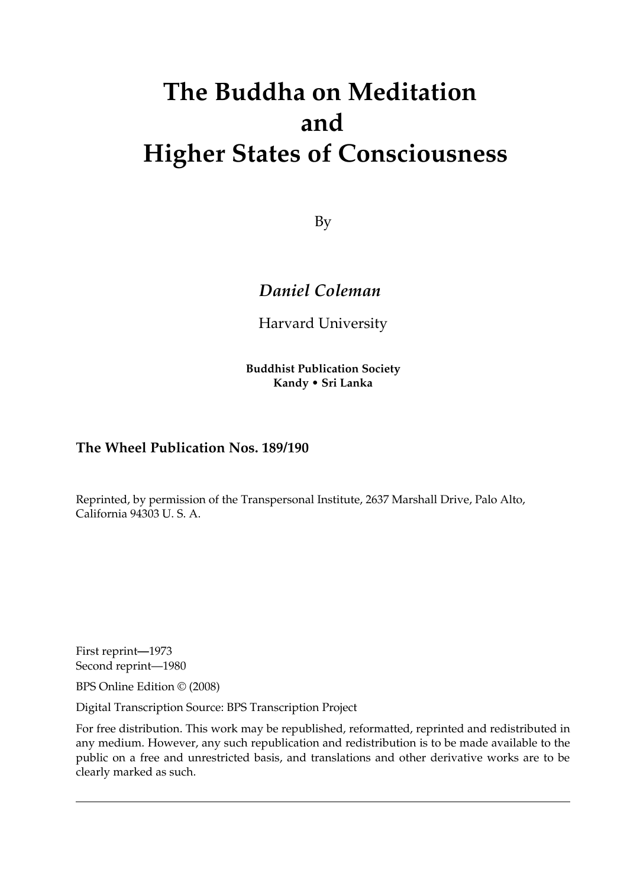# The Buddha on Meditation and Higher States of Consciousness

By

*Daniel Coleman*

Harvard University

**Buddhist Publication Society**
**Kandy • Sri Lanka**

**The Wheel Publication Nos. 189/190**

Reprinted, by permission of the Transpersonal Institute, 2637 Marshall Drive, Palo Alto, California 94303 U. S. A.

First reprint—1973
Second reprint—1980

BPS Online Edition © (2008)

Digital Transcription Source: BPS Transcription Project

For free distribution. This work may be republished, reformatted, reprinted and redistributed in any medium. However, any such republication and redistribution is to be made available to the public on a free and unrestricted basis, and translations and other derivative works are to be clearly marked as such.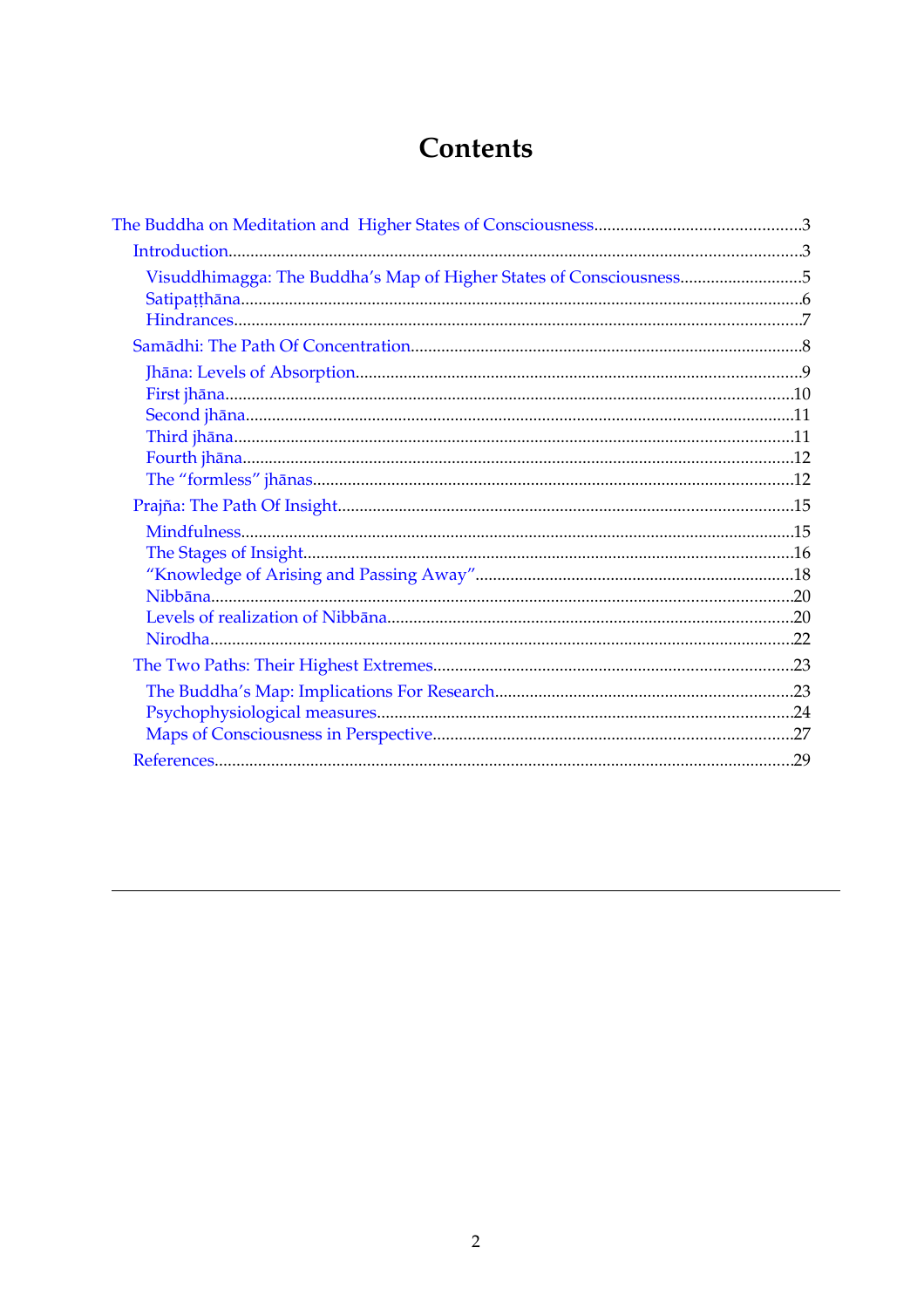# Contents

- The Buddha on Meditation and Higher States of Consciousness.....3
  - Introduction.....3
    - Visuddhimagga: The Buddha's Map of Higher States of Consciousness.....5
    - Satipaṭṭhāna.....6
    - Hindrances.....7
  - Samādhi: The Path Of Concentration.....8
    - Jhāna: Levels of Absorption.....9
    - First jhāna.....10
    - Second jhāna.....11
    - Third jhāna.....11
    - Fourth jhāna.....12
    - The "formless" jhānas.....12
  - Prajña: The Path Of Insight.....15
    - Mindfulness.....15
    - The Stages of Insight.....16
    - "Knowledge of Arising and Passing Away".....18
    - Nibbāna.....20
    - Levels of realization of Nibbāna.....20
    - Nirodha.....22
  - The Two Paths: Their Highest Extremes.....23
    - The Buddha's Map: Implications For Research.....23
    - Psychophysiological measures.....24
    - Maps of Consciousness in Perspective.....27
  - References.....29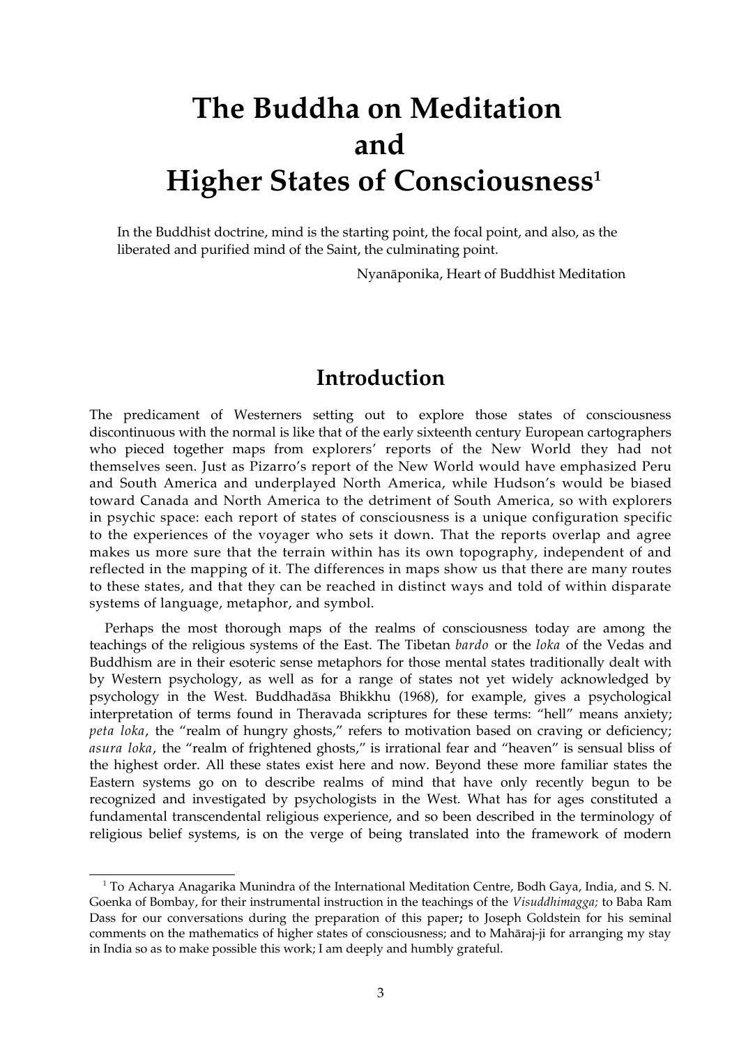# The Buddha on Meditation and Higher States of Consciousness[1]

> In the Buddhist doctrine, mind is the starting point, the focal point, and also, as the liberated and purified mind of the Saint, the culminating point.
>
> Nyanāponika, Heart of Buddhist Meditation

## Introduction

The predicament of Westerners setting out to explore those states of consciousness discontinuous with the normal is like that of the early sixteenth century European cartographers who pieced together maps from explorers' reports of the New World they had not themselves seen. Just as Pizarro's report of the New World would have emphasized Peru and South America and underplayed North America, while Hudson's would be biased toward Canada and North America to the detriment of South America, so with explorers in psychic space: each report of states of consciousness is a unique configuration specific to the experiences of the voyager who sets it down. That the reports overlap and agree makes us more sure that the terrain within has its own topography, independent of and reflected in the mapping of it. The differences in maps show us that there are many routes to these states, and that they can be reached in distinct ways and told of within disparate systems of language, metaphor, and symbol.

Perhaps the most thorough maps of the realms of consciousness today are among the teachings of the religious systems of the East. The Tibetan *bardo* or the *loka* of the Vedas and Buddhism are in their esoteric sense metaphors for those mental states traditionally dealt with by Western psychology, as well as for a range of states not yet widely acknowledged by psychology in the West. Buddhadāsa Bhikkhu (1968), for example, gives a psychological interpretation of terms found in Theravada scriptures for these terms: "hell" means anxiety; *peta loka*, the "realm of hungry ghosts," refers to motivation based on craving or deficiency; *asura loka*, the "realm of frightened ghosts," is irrational fear and "heaven" is sensual bliss of the highest order. All these states exist here and now. Beyond these more familiar states the Eastern systems go on to describe realms of mind that have only recently begun to be recognized and investigated by psychologists in the West. What has for ages constituted a fundamental transcendental religious experience, and so been described in the terminology of religious belief systems, is on the verge of being translated into the framework of modern

---

[1] To Acharya Anagarika Munindra of the International Meditation Centre, Bodh Gaya, India, and S. N. Goenka of Bombay, for their instrumental instruction in the teachings of the *Visuddhimagga;* to Baba Ram Dass for our conversations during the preparation of this paper**;** to Joseph Goldstein for his seminal comments on the mathematics of higher states of consciousness; and to Mahāraj-ji for arranging my stay in India so as to make possible this work; I am deeply and humbly grateful.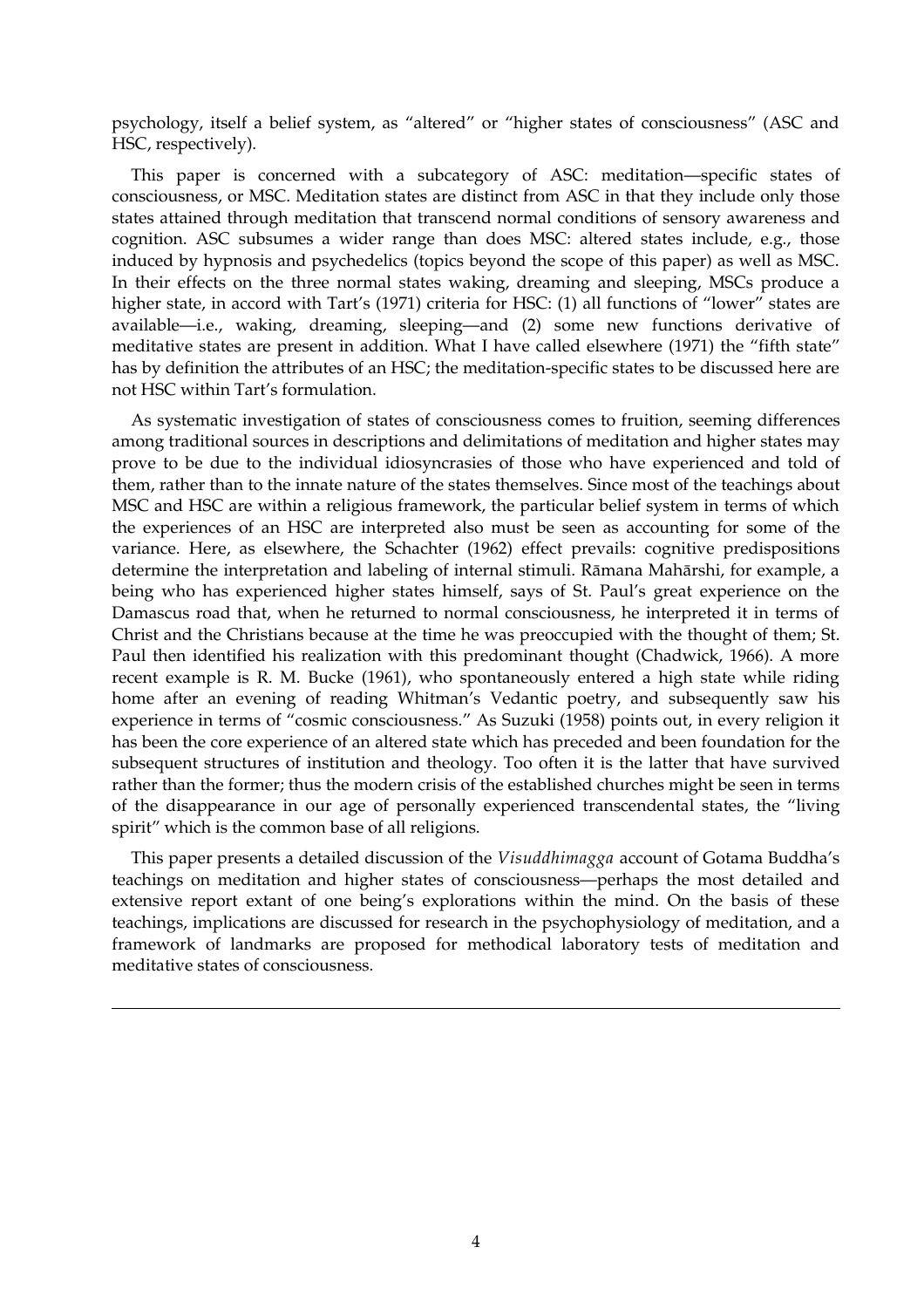psychology, itself a belief system, as "altered" or "higher states of consciousness" (ASC and HSC, respectively).

This paper is concerned with a subcategory of ASC: meditation—specific states of consciousness, or MSC. Meditation states are distinct from ASC in that they include only those states attained through meditation that transcend normal conditions of sensory awareness and cognition. ASC subsumes a wider range than does MSC: altered states include, e.g., those induced by hypnosis and psychedelics (topics beyond the scope of this paper) as well as MSC. In their effects on the three normal states waking, dreaming and sleeping, MSCs produce a higher state, in accord with Tart's (1971) criteria for HSC: (1) all functions of "lower" states are available—i.e., waking, dreaming, sleeping—and (2) some new functions derivative of meditative states are present in addition. What I have called elsewhere (1971) the "fifth state" has by definition the attributes of an HSC; the meditation-specific states to be discussed here are not HSC within Tart's formulation.

As systematic investigation of states of consciousness comes to fruition, seeming differences among traditional sources in descriptions and delimitations of meditation and higher states may prove to be due to the individual idiosyncrasies of those who have experienced and told of them, rather than to the innate nature of the states themselves. Since most of the teachings about MSC and HSC are within a religious framework, the particular belief system in terms of which the experiences of an HSC are interpreted also must be seen as accounting for some of the variance. Here, as elsewhere, the Schachter (1962) effect prevails: cognitive predispositions determine the interpretation and labeling of internal stimuli. Rāmana Mahārshi, for example, a being who has experienced higher states himself, says of St. Paul's great experience on the Damascus road that, when he returned to normal consciousness, he interpreted it in terms of Christ and the Christians because at the time he was preoccupied with the thought of them; St. Paul then identified his realization with this predominant thought (Chadwick, 1966). A more recent example is R. M. Bucke (1961), who spontaneously entered a high state while riding home after an evening of reading Whitman's Vedantic poetry, and subsequently saw his experience in terms of "cosmic consciousness." As Suzuki (1958) points out, in every religion it has been the core experience of an altered state which has preceded and been foundation for the subsequent structures of institution and theology. Too often it is the latter that have survived rather than the former; thus the modern crisis of the established churches might be seen in terms of the disappearance in our age of personally experienced transcendental states, the "living spirit" which is the common base of all religions.

This paper presents a detailed discussion of the *Visuddhimagga* account of Gotama Buddha's teachings on meditation and higher states of consciousness—perhaps the most detailed and extensive report extant of one being's explorations within the mind. On the basis of these teachings, implications are discussed for research in the psychophysiology of meditation, and a framework of landmarks are proposed for methodical laboratory tests of meditation and meditative states of consciousness.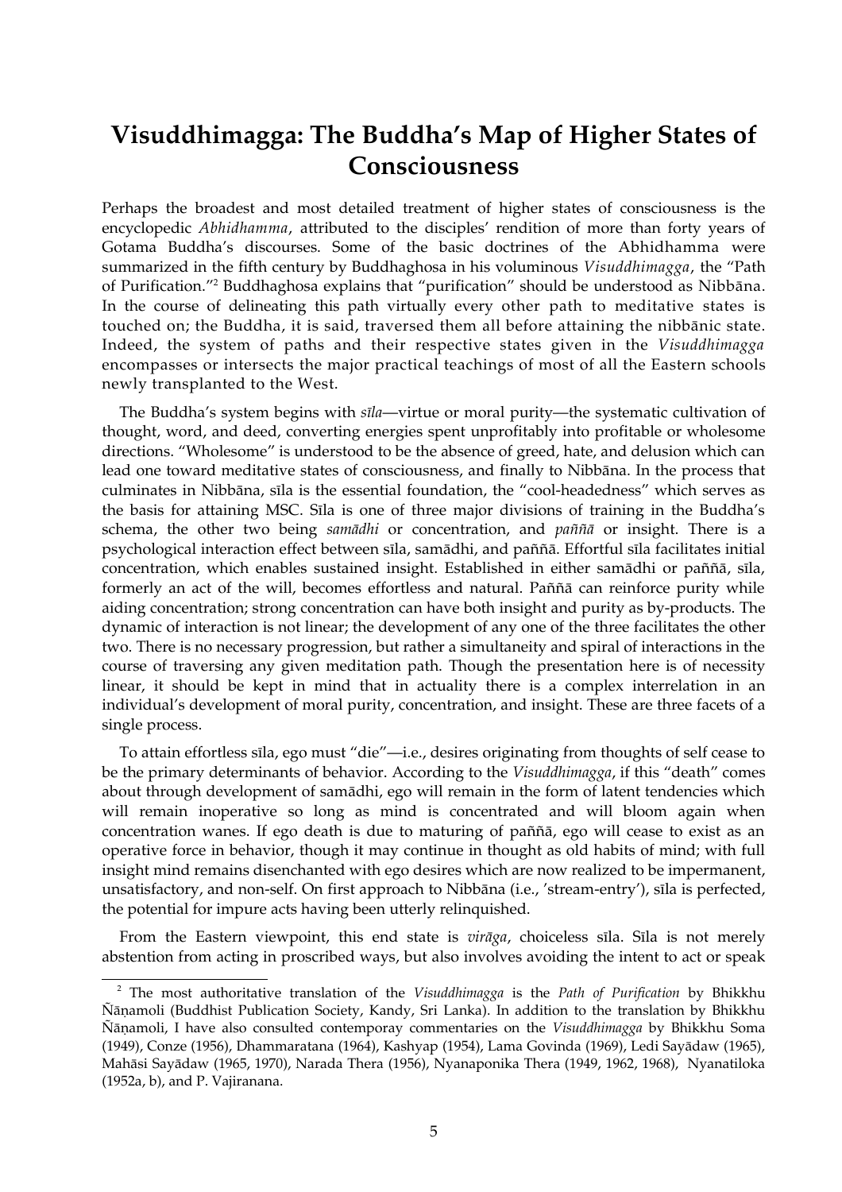# Visuddhimagga: The Buddha's Map of Higher States of Consciousness

Perhaps the broadest and most detailed treatment of higher states of consciousness is the encyclopedic *Abhidhamma*, attributed to the disciples' rendition of more than forty years of Gotama Buddha's discourses. Some of the basic doctrines of the Abhidhamma were summarized in the fifth century by Buddhaghosa in his voluminous *Visuddhimagga*, the "Path of Purification."[2] Buddhaghosa explains that "purification" should be understood as Nibbāna. In the course of delineating this path virtually every other path to meditative states is touched on; the Buddha, it is said, traversed them all before attaining the nibbānic state. Indeed, the system of paths and their respective states given in the *Visuddhimagga* encompasses or intersects the major practical teachings of most of all the Eastern schools newly transplanted to the West.

The Buddha's system begins with *sīla*—virtue or moral purity—the systematic cultivation of thought, word, and deed, converting energies spent unprofitably into profitable or wholesome directions. "Wholesome" is understood to be the absence of greed, hate, and delusion which can lead one toward meditative states of consciousness, and finally to Nibbāna. In the process that culminates in Nibbāna, sīla is the essential foundation, the "cool-headedness" which serves as the basis for attaining MSC. Sīla is one of three major divisions of training in the Buddha's schema, the other two being *samādhi* or concentration, and *paññā* or insight. There is a psychological interaction effect between sīla, samādhi, and paññā. Effortful sīla facilitates initial concentration, which enables sustained insight. Established in either samādhi or paññā, sīla, formerly an act of the will, becomes effortless and natural. Paññā can reinforce purity while aiding concentration; strong concentration can have both insight and purity as by-products. The dynamic of interaction is not linear; the development of any one of the three facilitates the other two. There is no necessary progression, but rather a simultaneity and spiral of interactions in the course of traversing any given meditation path. Though the presentation here is of necessity linear, it should be kept in mind that in actuality there is a complex interrelation in an individual's development of moral purity, concentration, and insight. These are three facets of a single process.

To attain effortless sīla, ego must "die"—i.e., desires originating from thoughts of self cease to be the primary determinants of behavior. According to the *Visuddhimagga*, if this "death" comes about through development of samādhi, ego will remain in the form of latent tendencies which will remain inoperative so long as mind is concentrated and will bloom again when concentration wanes. If ego death is due to maturing of paññā, ego will cease to exist as an operative force in behavior, though it may continue in thought as old habits of mind; with full insight mind remains disenchanted with ego desires which are now realized to be impermanent, unsatisfactory, and non-self. On first approach to Nibbāna (i.e., 'stream-entry'), sīla is perfected, the potential for impure acts having been utterly relinquished.

From the Eastern viewpoint, this end state is *virāga*, choiceless sīla. Sīla is not merely abstention from acting in proscribed ways, but also involves avoiding the intent to act or speak

---

[2] The most authoritative translation of the *Visuddhimagga* is the *Path of Purification* by Bhikkhu Ñāṇamoli (Buddhist Publication Society, Kandy, Sri Lanka). In addition to the translation by Bhikkhu Ñāṇamoli, I have also consulted contemporay commentaries on the *Visuddhimagga* by Bhikkhu Soma (1949), Conze (1956), Dhammaratana (1964), Kashyap (1954), Lama Govinda (1969), Ledi Sayādaw (1965), Mahāsi Sayādaw (1965, 1970), Narada Thera (1956), Nyanaponika Thera (1949, 1962, 1968), Nyanatiloka (1952a, b), and P. Vajiranana.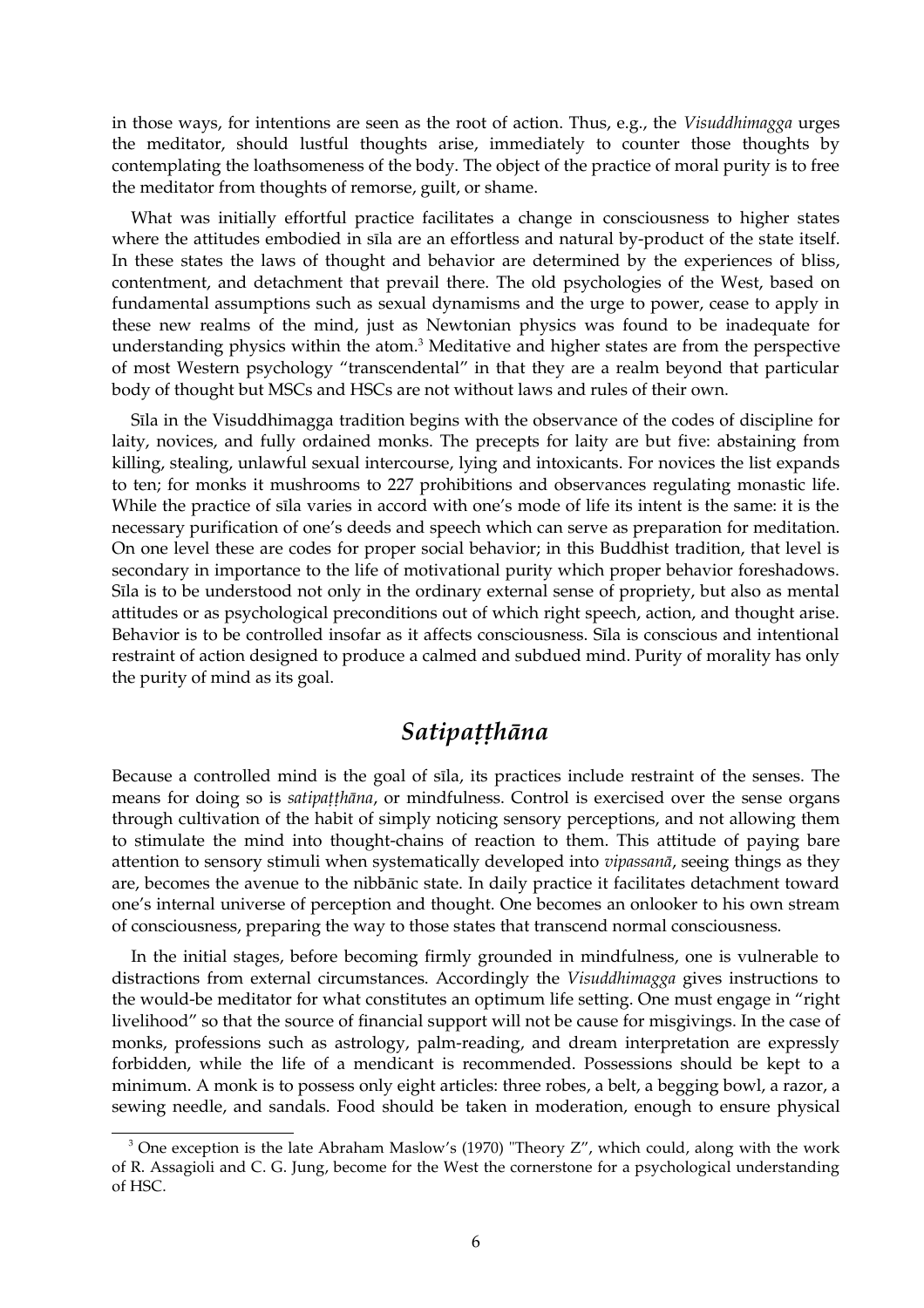in those ways, for intentions are seen as the root of action. Thus, e.g., the *Visuddhimagga* urges the meditator, should lustful thoughts arise, immediately to counter those thoughts by contemplating the loathsomeness of the body. The object of the practice of moral purity is to free the meditator from thoughts of remorse, guilt, or shame.

What was initially effortful practice facilitates a change in consciousness to higher states where the attitudes embodied in sīla are an effortless and natural by-product of the state itself. In these states the laws of thought and behavior are determined by the experiences of bliss, contentment, and detachment that prevail there. The old psychologies of the West, based on fundamental assumptions such as sexual dynamisms and the urge to power, cease to apply in these new realms of the mind, just as Newtonian physics was found to be inadequate for understanding physics within the atom.[3] Meditative and higher states are from the perspective of most Western psychology "transcendental" in that they are a realm beyond that particular body of thought but MSCs and HSCs are not without laws and rules of their own.

Sīla in the Visuddhimagga tradition begins with the observance of the codes of discipline for laity, novices, and fully ordained monks. The precepts for laity are but five: abstaining from killing, stealing, unlawful sexual intercourse, lying and intoxicants. For novices the list expands to ten; for monks it mushrooms to 227 prohibitions and observances regulating monastic life. While the practice of sīla varies in accord with one's mode of life its intent is the same: it is the necessary purification of one's deeds and speech which can serve as preparation for meditation. On one level these are codes for proper social behavior; in this Buddhist tradition, that level is secondary in importance to the life of motivational purity which proper behavior foreshadows. Sīla is to be understood not only in the ordinary external sense of propriety, but also as mental attitudes or as psychological preconditions out of which right speech, action, and thought arise. Behavior is to be controlled insofar as it affects consciousness. Sīla is conscious and intentional restraint of action designed to produce a calmed and subdued mind. Purity of morality has only the purity of mind as its goal.

## *Satipaṭṭhāna*

Because a controlled mind is the goal of sīla, its practices include restraint of the senses. The means for doing so is *satipaṭṭhāna*, or mindfulness. Control is exercised over the sense organs through cultivation of the habit of simply noticing sensory perceptions, and not allowing them to stimulate the mind into thought-chains of reaction to them. This attitude of paying bare attention to sensory stimuli when systematically developed into *vipassanā*, seeing things as they are, becomes the avenue to the nibbānic state. In daily practice it facilitates detachment toward one's internal universe of perception and thought. One becomes an onlooker to his own stream of consciousness, preparing the way to those states that transcend normal consciousness.

In the initial stages, before becoming firmly grounded in mindfulness, one is vulnerable to distractions from external circumstances. Accordingly the *Visuddhimagga* gives instructions to the would-be meditator for what constitutes an optimum life setting. One must engage in "right livelihood" so that the source of financial support will not be cause for misgivings. In the case of monks, professions such as astrology, palm-reading, and dream interpretation are expressly forbidden, while the life of a mendicant is recommended. Possessions should be kept to a minimum. A monk is to possess only eight articles: three robes, a belt, a begging bowl, a razor, a sewing needle, and sandals. Food should be taken in moderation, enough to ensure physical

---

[3] One exception is the late Abraham Maslow's (1970) "Theory Z", which could, along with the work of R. Assagioli and C. G. Jung, become for the West the cornerstone for a psychological understanding of HSC.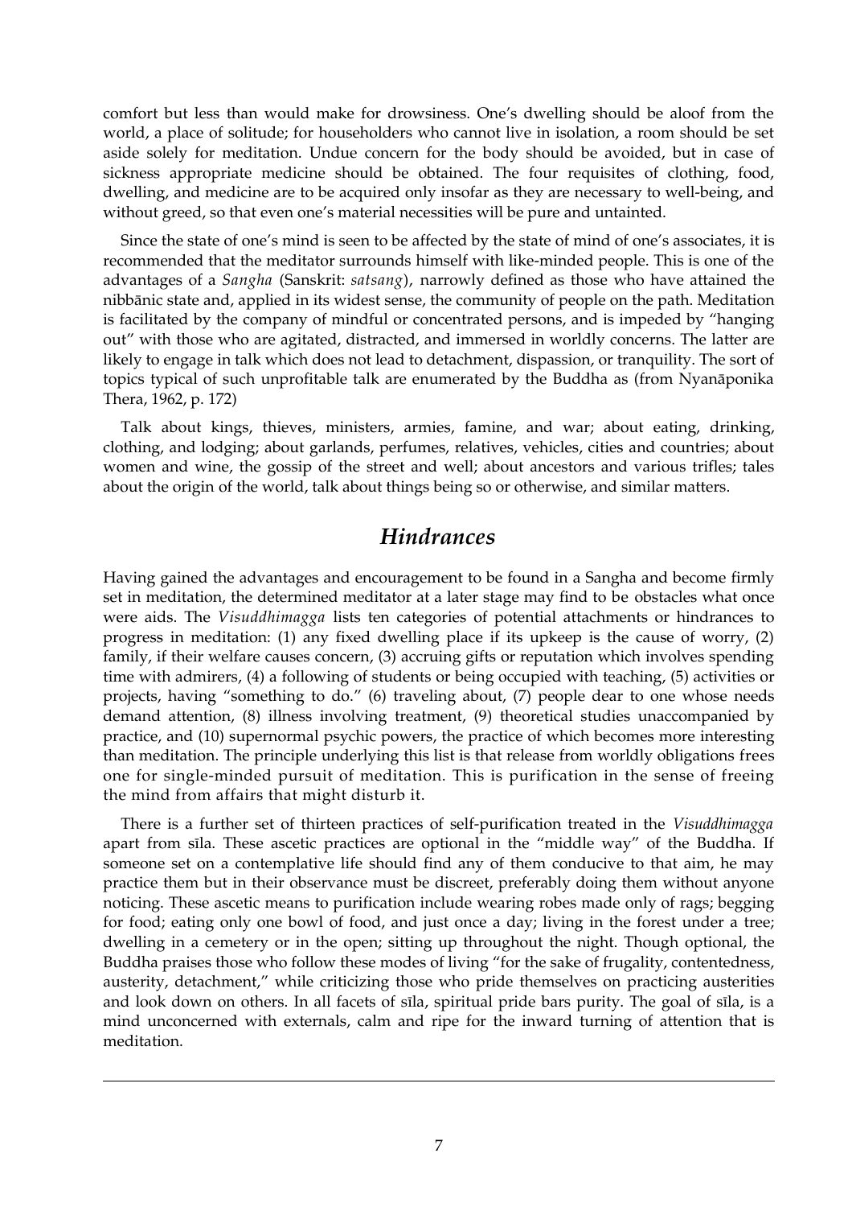comfort but less than would make for drowsiness. One's dwelling should be aloof from the world, a place of solitude; for householders who cannot live in isolation, a room should be set aside solely for meditation. Undue concern for the body should be avoided, but in case of sickness appropriate medicine should be obtained. The four requisites of clothing, food, dwelling, and medicine are to be acquired only insofar as they are necessary to well-being, and without greed, so that even one's material necessities will be pure and untainted.

Since the state of one's mind is seen to be affected by the state of mind of one's associates, it is recommended that the meditator surrounds himself with like-minded people. This is one of the advantages of a *Sangha* (Sanskrit: *satsang*), narrowly defined as those who have attained the nibbānic state and, applied in its widest sense, the community of people on the path. Meditation is facilitated by the company of mindful or concentrated persons, and is impeded by "hanging out" with those who are agitated, distracted, and immersed in worldly concerns. The latter are likely to engage in talk which does not lead to detachment, dispassion, or tranquility. The sort of topics typical of such unprofitable talk are enumerated by the Buddha as (from Nyanāponika Thera, 1962, p. 172)

Talk about kings, thieves, ministers, armies, famine, and war; about eating, drinking, clothing, and lodging; about garlands, perfumes, relatives, vehicles, cities and countries; about women and wine, the gossip of the street and well; about ancestors and various trifles; tales about the origin of the world, talk about things being so or otherwise, and similar matters.

## *Hindrances*

Having gained the advantages and encouragement to be found in a Sangha and become firmly set in meditation, the determined meditator at a later stage may find to be obstacles what once were aids. The *Visuddhimagga* lists ten categories of potential attachments or hindrances to progress in meditation: (1) any fixed dwelling place if its upkeep is the cause of worry, (2) family, if their welfare causes concern, (3) accruing gifts or reputation which involves spending time with admirers, (4) a following of students or being occupied with teaching, (5) activities or projects, having "something to do." (6) traveling about, (7) people dear to one whose needs demand attention, (8) illness involving treatment, (9) theoretical studies unaccompanied by practice, and (10) supernormal psychic powers, the practice of which becomes more interesting than meditation. The principle underlying this list is that release from worldly obligations frees one for single-minded pursuit of meditation. This is purification in the sense of freeing the mind from affairs that might disturb it.

There is a further set of thirteen practices of self-purification treated in the *Visuddhimagga* apart from sīla. These ascetic practices are optional in the "middle way" of the Buddha. If someone set on a contemplative life should find any of them conducive to that aim, he may practice them but in their observance must be discreet, preferably doing them without anyone noticing. These ascetic means to purification include wearing robes made only of rags; begging for food; eating only one bowl of food, and just once a day; living in the forest under a tree; dwelling in a cemetery or in the open; sitting up throughout the night. Though optional, the Buddha praises those who follow these modes of living "for the sake of frugality, contentedness, austerity, detachment," while criticizing those who pride themselves on practicing austerities and look down on others. In all facets of sīla, spiritual pride bars purity. The goal of sīla, is a mind unconcerned with externals, calm and ripe for the inward turning of attention that is meditation.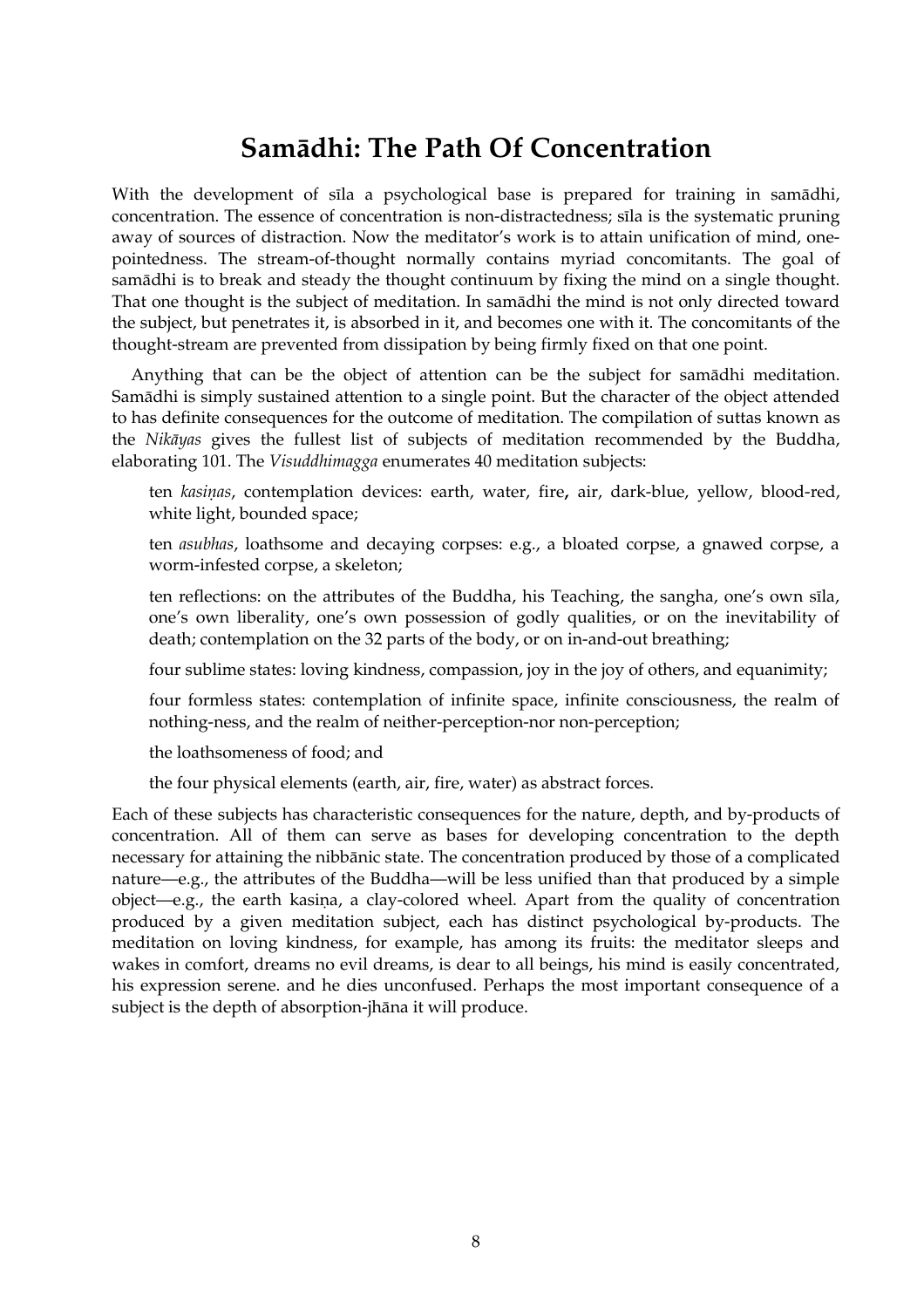# Samādhi: The Path Of Concentration

With the development of sīla a psychological base is prepared for training in samādhi, concentration. The essence of concentration is non-distractedness; sīla is the systematic pruning away of sources of distraction. Now the meditator's work is to attain unification of mind, one-pointedness. The stream-of-thought normally contains myriad concomitants. The goal of samādhi is to break and steady the thought continuum by fixing the mind on a single thought. That one thought is the subject of meditation. In samādhi the mind is not only directed toward the subject, but penetrates it, is absorbed in it, and becomes one with it. The concomitants of the thought-stream are prevented from dissipation by being firmly fixed on that one point.

Anything that can be the object of attention can be the subject for samādhi meditation. Samādhi is simply sustained attention to a single point. But the character of the object attended to has definite consequences for the outcome of meditation. The compilation of suttas known as the *Nikāyas* gives the fullest list of subjects of meditation recommended by the Buddha, elaborating 101. The *Visuddhimagga* enumerates 40 meditation subjects:

> ten *kasiṇas*, contemplation devices: earth, water, fire**,** air, dark-blue, yellow, blood-red, white light, bounded space;
>
> ten *asubhas*, loathsome and decaying corpses: e.g., a bloated corpse, a gnawed corpse, a worm-infested corpse, a skeleton;
>
> ten reflections: on the attributes of the Buddha, his Teaching, the sangha, one's own sīla, one's own liberality, one's own possession of godly qualities, or on the inevitability of death; contemplation on the 32 parts of the body, or on in-and-out breathing;
>
> four sublime states: loving kindness, compassion, joy in the joy of others, and equanimity;
>
> four formless states: contemplation of infinite space, infinite consciousness, the realm of nothing-ness, and the realm of neither-perception-nor non-perception;
>
> the loathsomeness of food; and
>
> the four physical elements (earth, air, fire, water) as abstract forces.

Each of these subjects has characteristic consequences for the nature, depth, and by-products of concentration. All of them can serve as bases for developing concentration to the depth necessary for attaining the nibbānic state. The concentration produced by those of a complicated nature—e.g., the attributes of the Buddha—will be less unified than that produced by a simple object—e.g., the earth kasiṇa, a clay-colored wheel. Apart from the quality of concentration produced by a given meditation subject, each has distinct psychological by-products. The meditation on loving kindness, for example, has among its fruits: the meditator sleeps and wakes in comfort, dreams no evil dreams, is dear to all beings, his mind is easily concentrated, his expression serene. and he dies unconfused. Perhaps the most important consequence of a subject is the depth of absorption-jhāna it will produce.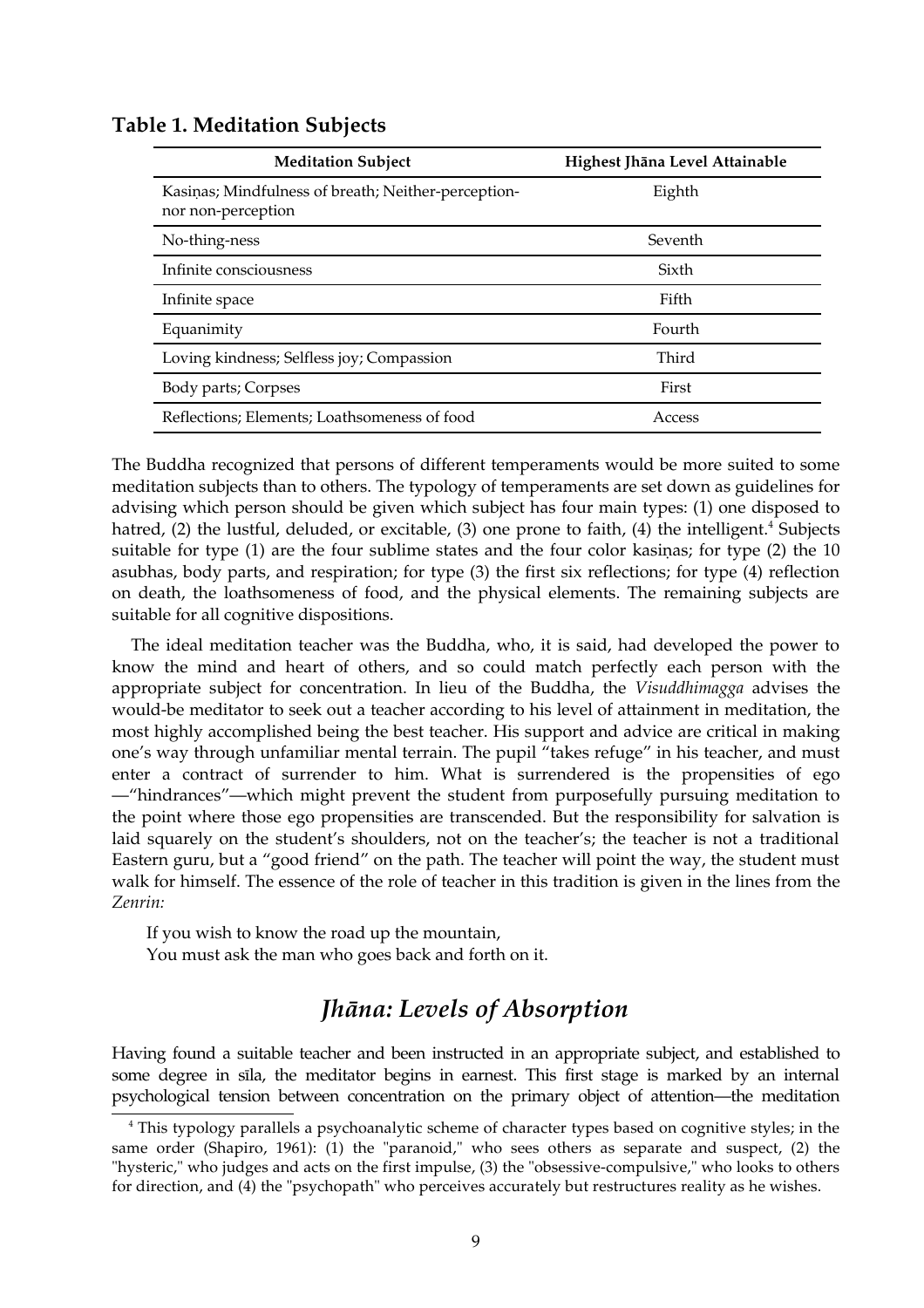### Table 1. Meditation Subjects

| Meditation Subject | Highest Jhāna Level Attainable |
| --- | --- |
| Kasiṇas; Mindfulness of breath; Neither-perception-nor non-perception | Eighth |
| No-thing-ness | Seventh |
| Infinite consciousness | Sixth |
| Infinite space | Fifth |
| Equanimity | Fourth |
| Loving kindness; Selfless joy; Compassion | Third |
| Body parts; Corpses | First |
| Reflections; Elements; Loathsomeness of food | Access |

The Buddha recognized that persons of different temperaments would be more suited to some meditation subjects than to others. The typology of temperaments are set down as guidelines for advising which person should be given which subject has four main types: (1) one disposed to hatred, (2) the lustful, deluded, or excitable, (3) one prone to faith, (4) the intelligent.[4] Subjects suitable for type (1) are the four sublime states and the four color kasiṇas; for type (2) the 10 asubhas, body parts, and respiration; for type (3) the first six reflections; for type (4) reflection on death, the loathsomeness of food, and the physical elements. The remaining subjects are suitable for all cognitive dispositions.

The ideal meditation teacher was the Buddha, who, it is said, had developed the power to know the mind and heart of others, and so could match perfectly each person with the appropriate subject for concentration. In lieu of the Buddha, the *Visuddhimagga* advises the would-be meditator to seek out a teacher according to his level of attainment in meditation, the most highly accomplished being the best teacher. His support and advice are critical in making one's way through unfamiliar mental terrain. The pupil "takes refuge" in his teacher, and must enter a contract of surrender to him. What is surrendered is the propensities of ego —"hindrances"—which might prevent the student from purposefully pursuing meditation to the point where those ego propensities are transcended. But the responsibility for salvation is laid squarely on the student's shoulders, not on the teacher's; the teacher is not a traditional Eastern guru, but a "good friend" on the path. The teacher will point the way, the student must walk for himself. The essence of the role of teacher in this tradition is given in the lines from the *Zenrin:*

If you wish to know the road up the mountain,
You must ask the man who goes back and forth on it.

## *Jhāna: Levels of Absorption*

Having found a suitable teacher and been instructed in an appropriate subject, and established to some degree in sīla, the meditator begins in earnest. This first stage is marked by an internal psychological tension between concentration on the primary object of attention—the meditation

[4] This typology parallels a psychoanalytic scheme of character types based on cognitive styles; in the same order (Shapiro, 1961): (1) the "paranoid," who sees others as separate and suspect, (2) the "hysteric," who judges and acts on the first impulse, (3) the "obsessive-compulsive," who looks to others for direction, and (4) the "psychopath" who perceives accurately but restructures reality as he wishes.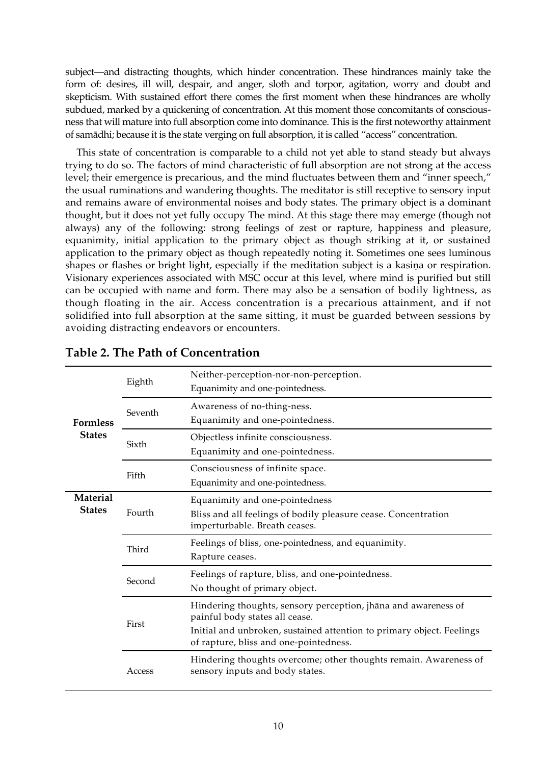subject—and distracting thoughts, which hinder concentration. These hindrances mainly take the form of: desires, ill will, despair, and anger, sloth and torpor, agitation, worry and doubt and skepticism. With sustained effort there comes the first moment when these hindrances are wholly subdued, marked by a quickening of concentration. At this moment those concomitants of consciousness that will mature into full absorption come into dominance. This is the first noteworthy attainment of samādhi; because it is the state verging on full absorption, it is called "access" concentration.

This state of concentration is comparable to a child not yet able to stand steady but always trying to do so. The factors of mind characteristic of full absorption are not strong at the access level; their emergence is precarious, and the mind fluctuates between them and "inner speech," the usual ruminations and wandering thoughts. The meditator is still receptive to sensory input and remains aware of environmental noises and body states. The primary object is a dominant thought, but it does not yet fully occupy The mind. At this stage there may emerge (though not always) any of the following: strong feelings of zest or rapture, happiness and pleasure, equanimity, initial application to the primary object as though striking at it, or sustained application to the primary object as though repeatedly noting it. Sometimes one sees luminous shapes or flashes or bright light, especially if the meditation subject is a kasiṇa or respiration. Visionary experiences associated with MSC occur at this level, where mind is purified but still can be occupied with name and form. There may also be a sensation of bodily lightness, as though floating in the air. Access concentration is a precarious attainment, and if not solidified into full absorption at the same sitting, it must be guarded between sessions by avoiding distracting endeavors or encounters.

## Table 2. The Path of Concentration

| | | |
|---|---|---|
| **Formless States** | Eighth | Neither-perception-nor-non-perception. Equanimity and one-pointedness. |
| | Seventh | Awareness of no-thing-ness. Equanimity and one-pointedness. |
| | Sixth | Objectless infinite consciousness. Equanimity and one-pointedness. |
| | Fifth | Consciousness of infinite space. Equanimity and one-pointedness. |
| **Material States** | Fourth | Equanimity and one-pointedness. Bliss and all feelings of bodily pleasure cease. Concentration imperturbable. Breath ceases. |
| | Third | Feelings of bliss, one-pointedness, and equanimity. Rapture ceases. |
| | Second | Feelings of rapture, bliss, and one-pointedness. No thought of primary object. |
| | First | Hindering thoughts, sensory perception, jhāna and awareness of painful body states all cease. Initial and unbroken, sustained attention to primary object. Feelings of rapture, bliss and one-pointedness. |
| | Access | Hindering thoughts overcome; other thoughts remain. Awareness of sensory inputs and body states. |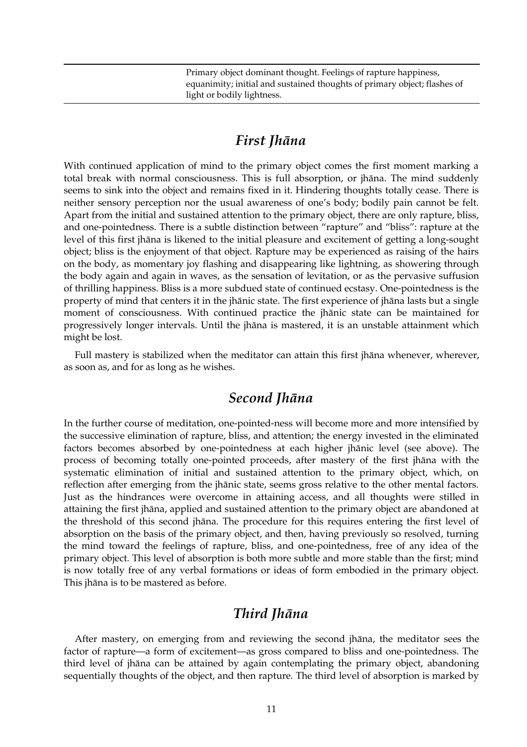| | Primary object dominant thought. Feelings of rapture happiness, equanimity; initial and sustained thoughts of primary object; flashes of light or bodily lightness. |
|---|---|

## *First Jhāna*

With continued application of mind to the primary object comes the first moment marking a total break with normal consciousness. This is full absorption, or jhāna. The mind suddenly seems to sink into the object and remains fixed in it. Hindering thoughts totally cease. There is neither sensory perception nor the usual awareness of one's body; bodily pain cannot be felt. Apart from the initial and sustained attention to the primary object, there are only rapture, bliss, and one-pointedness. There is a subtle distinction between "rapture" and "bliss": rapture at the level of this first jhāna is likened to the initial pleasure and excitement of getting a long-sought object; bliss is the enjoyment of that object. Rapture may be experienced as raising of the hairs on the body, as momentary joy flashing and disappearing like lightning, as showering through the body again and again in waves, as the sensation of levitation, or as the pervasive suffusion of thrilling happiness. Bliss is a more subdued state of continued ecstasy. One-pointedness is the property of mind that centers it in the jhānic state. The first experience of jhāna lasts but a single moment of consciousness. With continued practice the jhānic state can be maintained for progressively longer intervals. Until the jhāna is mastered, it is an unstable attainment which might be lost.

Full mastery is stabilized when the meditator can attain this first jhāna whenever, wherever, as soon as, and for as long as he wishes.

## *Second Jhāna*

In the further course of meditation, one-pointed-ness will become more and more intensified by the successive elimination of rapture, bliss, and attention; the energy invested in the eliminated factors becomes absorbed by one-pointedness at each higher jhānic level (see above). The process of becoming totally one-pointed proceeds, after mastery of the first jhāna with the systematic elimination of initial and sustained attention to the primary object, which, on reflection after emerging from the jhānic state, seems gross relative to the other mental factors. Just as the hindrances were overcome in attaining access, and all thoughts were stilled in attaining the first jhāna, applied and sustained attention to the primary object are abandoned at the threshold of this second jhāna. The procedure for this requires entering the first level of absorption on the basis of the primary object, and then, having previously so resolved, turning the mind toward the feelings of rapture, bliss, and one-pointedness, free of any idea of the primary object. This level of absorption is both more subtle and more stable than the first; mind is now totally free of any verbal formations or ideas of form embodied in the primary object. This jhāna is to be mastered as before.

## *Third Jhāna*

After mastery, on emerging from and reviewing the second jhāna, the meditator sees the factor of rapture—a form of excitement—as gross compared to bliss and one-pointedness. The third level of jhāna can be attained by again contemplating the primary object, abandoning sequentially thoughts of the object, and then rapture. The third level of absorption is marked by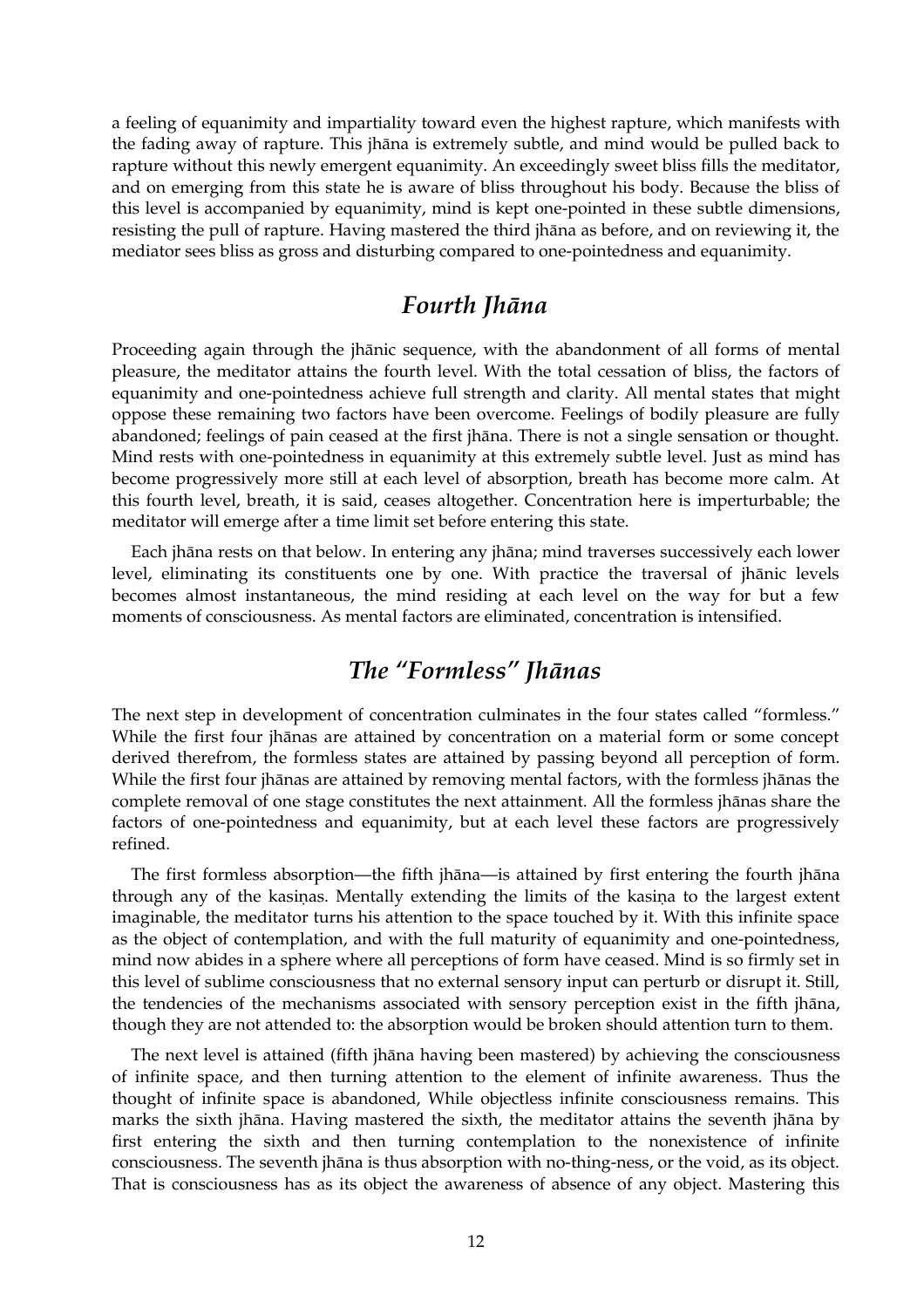a feeling of equanimity and impartiality toward even the highest rapture, which manifests with the fading away of rapture. This jhāna is extremely subtle, and mind would be pulled back to rapture without this newly emergent equanimity. An exceedingly sweet bliss fills the meditator, and on emerging from this state he is aware of bliss throughout his body. Because the bliss of this level is accompanied by equanimity, mind is kept one-pointed in these subtle dimensions, resisting the pull of rapture. Having mastered the third jhāna as before, and on reviewing it, the mediator sees bliss as gross and disturbing compared to one-pointedness and equanimity.

## *Fourth Jhāna*

Proceeding again through the jhānic sequence, with the abandonment of all forms of mental pleasure, the meditator attains the fourth level. With the total cessation of bliss, the factors of equanimity and one-pointedness achieve full strength and clarity. All mental states that might oppose these remaining two factors have been overcome. Feelings of bodily pleasure are fully abandoned; feelings of pain ceased at the first jhāna. There is not a single sensation or thought. Mind rests with one-pointedness in equanimity at this extremely subtle level. Just as mind has become progressively more still at each level of absorption, breath has become more calm. At this fourth level, breath, it is said, ceases altogether. Concentration here is imperturbable; the meditator will emerge after a time limit set before entering this state.

Each jhāna rests on that below. In entering any jhāna; mind traverses successively each lower level, eliminating its constituents one by one. With practice the traversal of jhānic levels becomes almost instantaneous, the mind residing at each level on the way for but a few moments of consciousness. As mental factors are eliminated, concentration is intensified.

## *The "Formless" Jhānas*

The next step in development of concentration culminates in the four states called "formless." While the first four jhānas are attained by concentration on a material form or some concept derived therefrom, the formless states are attained by passing beyond all perception of form. While the first four jhānas are attained by removing mental factors, with the formless jhānas the complete removal of one stage constitutes the next attainment. All the formless jhānas share the factors of one-pointedness and equanimity, but at each level these factors are progressively refined.

The first formless absorption—the fifth jhāna—is attained by first entering the fourth jhāna through any of the kasiṇas. Mentally extending the limits of the kasiṇa to the largest extent imaginable, the meditator turns his attention to the space touched by it. With this infinite space as the object of contemplation, and with the full maturity of equanimity and one-pointedness, mind now abides in a sphere where all perceptions of form have ceased. Mind is so firmly set in this level of sublime consciousness that no external sensory input can perturb or disrupt it. Still, the tendencies of the mechanisms associated with sensory perception exist in the fifth jhāna, though they are not attended to: the absorption would be broken should attention turn to them.

The next level is attained (fifth jhāna having been mastered) by achieving the consciousness of infinite space, and then turning attention to the element of infinite awareness. Thus the thought of infinite space is abandoned, While objectless infinite consciousness remains. This marks the sixth jhāna. Having mastered the sixth, the meditator attains the seventh jhāna by first entering the sixth and then turning contemplation to the nonexistence of infinite consciousness. The seventh jhāna is thus absorption with no-thing-ness, or the void, as its object. That is consciousness has as its object the awareness of absence of any object. Mastering this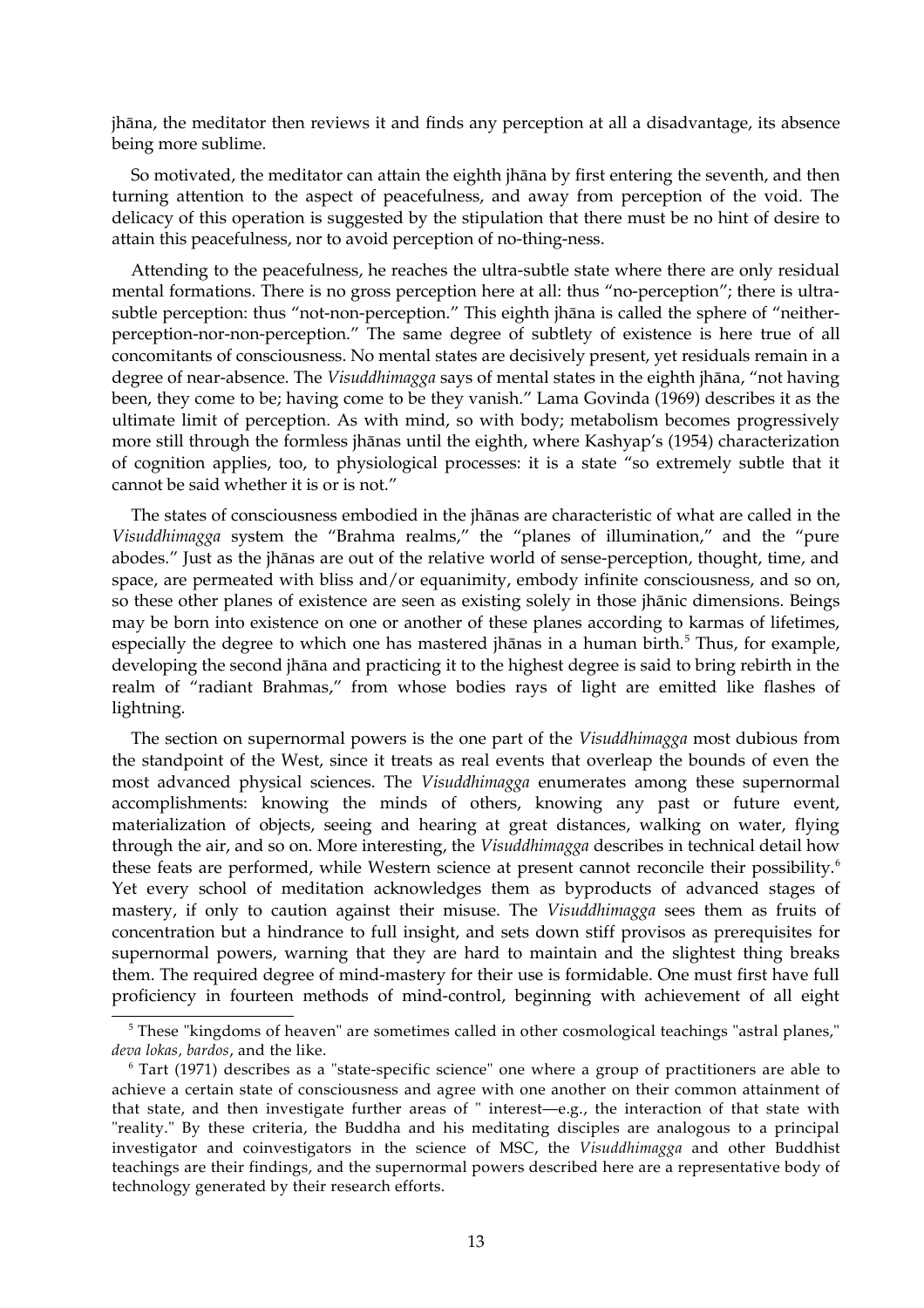jhāna, the meditator then reviews it and finds any perception at all a disadvantage, its absence being more sublime.

So motivated, the meditator can attain the eighth jhāna by first entering the seventh, and then turning attention to the aspect of peacefulness, and away from perception of the void. The delicacy of this operation is suggested by the stipulation that there must be no hint of desire to attain this peacefulness, nor to avoid perception of no-thing-ness.

Attending to the peacefulness, he reaches the ultra-subtle state where there are only residual mental formations. There is no gross perception here at all: thus "no-perception"; there is ultra-subtle perception: thus "not-non-perception." This eighth jhāna is called the sphere of "neither-perception-nor-non-perception." The same degree of subtlety of existence is here true of all concomitants of consciousness. No mental states are decisively present, yet residuals remain in a degree of near-absence. The *Visuddhimagga* says of mental states in the eighth jhāna, "not having been, they come to be; having come to be they vanish." Lama Govinda (1969) describes it as the ultimate limit of perception. As with mind, so with body; metabolism becomes progressively more still through the formless jhānas until the eighth, where Kashyap's (1954) characterization of cognition applies, too, to physiological processes: it is a state "so extremely subtle that it cannot be said whether it is or is not."

The states of consciousness embodied in the jhānas are characteristic of what are called in the *Visuddhimagga* system the "Brahma realms," the "planes of illumination," and the "pure abodes." Just as the jhānas are out of the relative world of sense-perception, thought, time, and space, are permeated with bliss and/or equanimity, embody infinite consciousness, and so on, so these other planes of existence are seen as existing solely in those jhānic dimensions. Beings may be born into existence on one or another of these planes according to karmas of lifetimes, especially the degree to which one has mastered jhānas in a human birth.[5] Thus, for example, developing the second jhāna and practicing it to the highest degree is said to bring rebirth in the realm of "radiant Brahmas," from whose bodies rays of light are emitted like flashes of lightning.

The section on supernormal powers is the one part of the *Visuddhimagga* most dubious from the standpoint of the West, since it treats as real events that overleap the bounds of even the most advanced physical sciences. The *Visuddhimagga* enumerates among these supernormal accomplishments: knowing the minds of others, knowing any past or future event, materialization of objects, seeing and hearing at great distances, walking on water, flying through the air, and so on. More interesting, the *Visuddhimagga* describes in technical detail how these feats are performed, while Western science at present cannot reconcile their possibility.[6] Yet every school of meditation acknowledges them as byproducts of advanced stages of mastery, if only to caution against their misuse. The *Visuddhimagga* sees them as fruits of concentration but a hindrance to full insight, and sets down stiff provisos as prerequisites for supernormal powers, warning that they are hard to maintain and the slightest thing breaks them. The required degree of mind-mastery for their use is formidable. One must first have full proficiency in fourteen methods of mind-control, beginning with achievement of all eight

---

[5] These "kingdoms of heaven" are sometimes called in other cosmological teachings "astral planes," *deva lokas, bardos*, and the like.

[6] Tart (1971) describes as a "state-specific science" one where a group of practitioners are able to achieve a certain state of consciousness and agree with one another on their common attainment of that state, and then investigate further areas of " interest—e.g., the interaction of that state with "reality." By these criteria, the Buddha and his meditating disciples are analogous to a principal investigator and coinvestigators in the science of MSC, the *Visuddhimagga* and other Buddhist teachings are their findings, and the supernormal powers described here are a representative body of technology generated by their research efforts.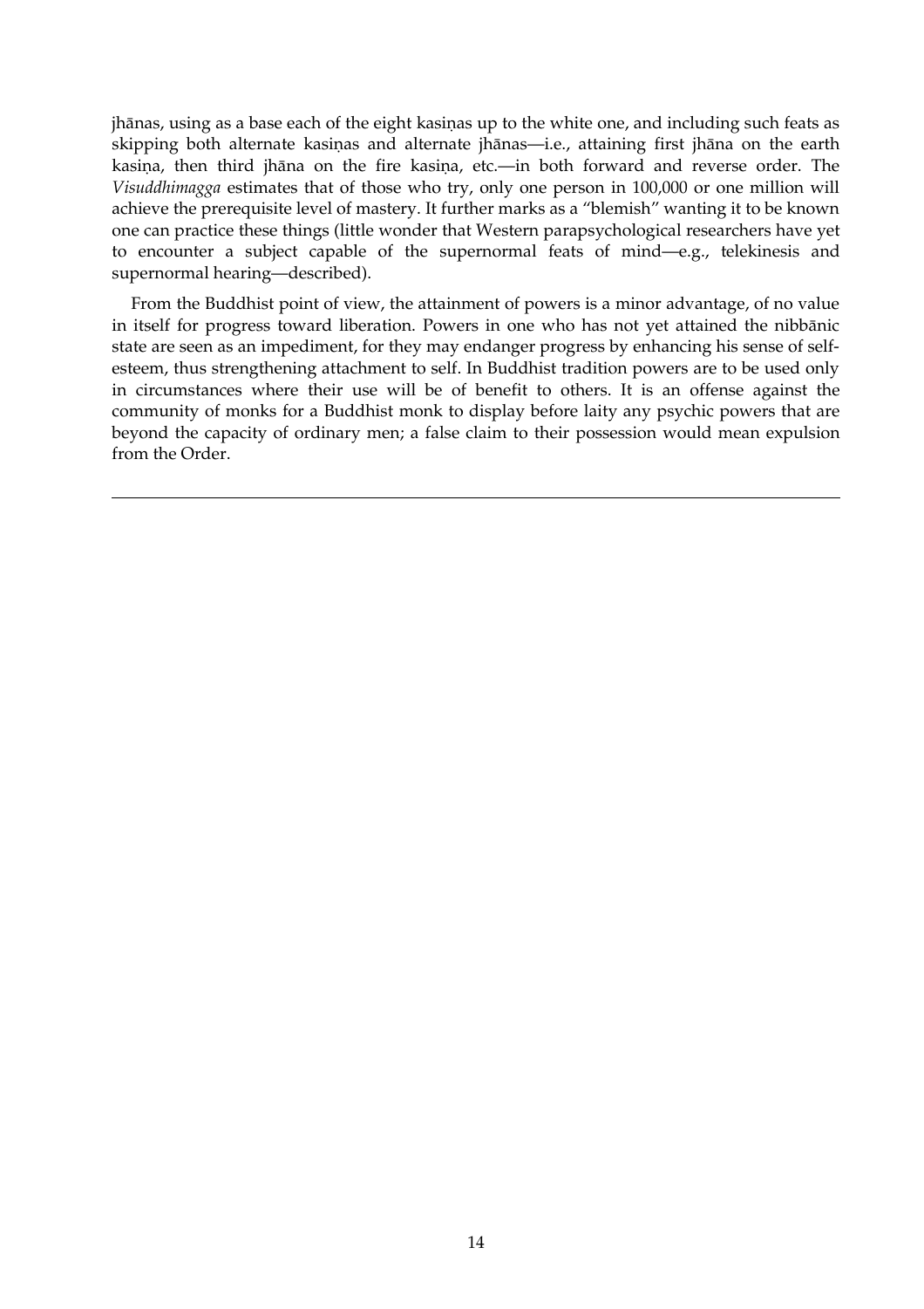jhānas, using as a base each of the eight kasiṇas up to the white one, and including such feats as skipping both alternate kasiṇas and alternate jhānas—i.e., attaining first jhāna on the earth kasiṇa, then third jhāna on the fire kasiṇa, etc.—in both forward and reverse order. The *Visuddhimagga* estimates that of those who try, only one person in 100,000 or one million will achieve the prerequisite level of mastery. It further marks as a "blemish" wanting it to be known one can practice these things (little wonder that Western parapsychological researchers have yet to encounter a subject capable of the supernormal feats of mind—e.g., telekinesis and supernormal hearing—described).

From the Buddhist point of view, the attainment of powers is a minor advantage, of no value in itself for progress toward liberation. Powers in one who has not yet attained the nibbānic state are seen as an impediment, for they may endanger progress by enhancing his sense of self-esteem, thus strengthening attachment to self. In Buddhist tradition powers are to be used only in circumstances where their use will be of benefit to others. It is an offense against the community of monks for a Buddhist monk to display before laity any psychic powers that are beyond the capacity of ordinary men; a false claim to their possession would mean expulsion from the Order.

---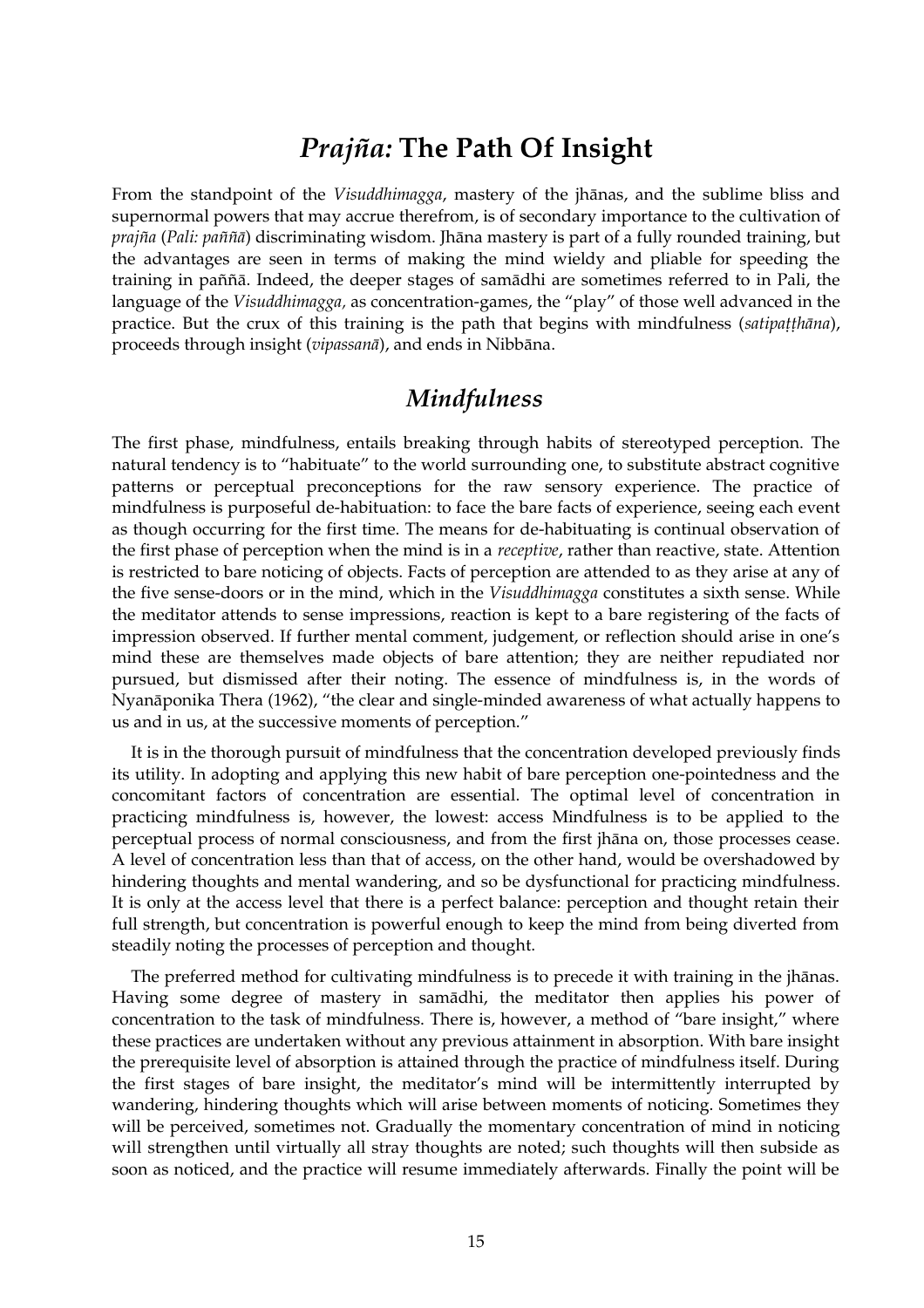# *Prajña:* The Path Of Insight

From the standpoint of the *Visuddhimagga*, mastery of the jhānas, and the sublime bliss and supernormal powers that may accrue therefrom, is of secondary importance to the cultivation of *prajña* (*Pali: paññā*) discriminating wisdom. Jhāna mastery is part of a fully rounded training, but the advantages are seen in terms of making the mind wieldy and pliable for speeding the training in paññā. Indeed, the deeper stages of samādhi are sometimes referred to in Pali, the language of the *Visuddhimagga,* as concentration-games, the "play" of those well advanced in the practice. But the crux of this training is the path that begins with mindfulness (*satipaṭṭhāna*), proceeds through insight (*vipassanā*), and ends in Nibbāna.

## *Mindfulness*

The first phase, mindfulness, entails breaking through habits of stereotyped perception. The natural tendency is to "habituate" to the world surrounding one, to substitute abstract cognitive patterns or perceptual preconceptions for the raw sensory experience. The practice of mindfulness is purposeful de-habituation: to face the bare facts of experience, seeing each event as though occurring for the first time. The means for de-habituating is continual observation of the first phase of perception when the mind is in a *receptive*, rather than reactive, state. Attention is restricted to bare noticing of objects. Facts of perception are attended to as they arise at any of the five sense-doors or in the mind, which in the *Visuddhimagga* constitutes a sixth sense. While the meditator attends to sense impressions, reaction is kept to a bare registering of the facts of impression observed. If further mental comment, judgement, or reflection should arise in one's mind these are themselves made objects of bare attention; they are neither repudiated nor pursued, but dismissed after their noting. The essence of mindfulness is, in the words of Nyanāponika Thera (1962), "the clear and single-minded awareness of what actually happens to us and in us, at the successive moments of perception."

It is in the thorough pursuit of mindfulness that the concentration developed previously finds its utility. In adopting and applying this new habit of bare perception one-pointedness and the concomitant factors of concentration are essential. The optimal level of concentration in practicing mindfulness is, however, the lowest: access Mindfulness is to be applied to the perceptual process of normal consciousness, and from the first jhāna on, those processes cease. A level of concentration less than that of access, on the other hand, would be overshadowed by hindering thoughts and mental wandering, and so be dysfunctional for practicing mindfulness. It is only at the access level that there is a perfect balance: perception and thought retain their full strength, but concentration is powerful enough to keep the mind from being diverted from steadily noting the processes of perception and thought.

The preferred method for cultivating mindfulness is to precede it with training in the jhānas. Having some degree of mastery in samādhi, the meditator then applies his power of concentration to the task of mindfulness. There is, however, a method of "bare insight," where these practices are undertaken without any previous attainment in absorption. With bare insight the prerequisite level of absorption is attained through the practice of mindfulness itself. During the first stages of bare insight, the meditator's mind will be intermittently interrupted by wandering, hindering thoughts which will arise between moments of noticing. Sometimes they will be perceived, sometimes not. Gradually the momentary concentration of mind in noticing will strengthen until virtually all stray thoughts are noted; such thoughts will then subside as soon as noticed, and the practice will resume immediately afterwards. Finally the point will be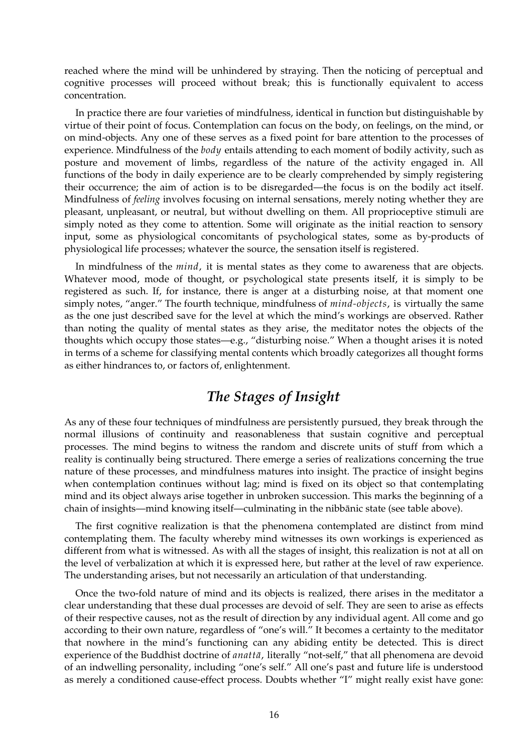reached where the mind will be unhindered by straying. Then the noticing of perceptual and cognitive processes will proceed without break; this is functionally equivalent to access concentration.

In practice there are four varieties of mindfulness, identical in function but distinguishable by virtue of their point of focus. Contemplation can focus on the body, on feelings, on the mind, or on mind-objects. Any one of these serves as a fixed point for bare attention to the processes of experience. Mindfulness of the *body* entails attending to each moment of bodily activity, such as posture and movement of limbs, regardless of the nature of the activity engaged in. All functions of the body in daily experience are to be clearly comprehended by simply registering their occurrence; the aim of action is to be disregarded—the focus is on the bodily act itself. Mindfulness of *feeling* involves focusing on internal sensations, merely noting whether they are pleasant, unpleasant, or neutral, but without dwelling on them. All proprioceptive stimuli are simply noted as they come to attention. Some will originate as the initial reaction to sensory input, some as physiological concomitants of psychological states, some as by-products of physiological life processes; whatever the source, the sensation itself is registered.

In mindfulness of the *mind*, it is mental states as they come to awareness that are objects. Whatever mood, mode of thought, or psychological state presents itself, it is simply to be registered as such. If, for instance, there is anger at a disturbing noise, at that moment one simply notes, "anger." The fourth technique, mindfulness of *mind-objects*, is virtually the same as the one just described save for the level at which the mind's workings are observed. Rather than noting the quality of mental states as they arise, the meditator notes the objects of the thoughts which occupy those states—e.g., "disturbing noise." When a thought arises it is noted in terms of a scheme for classifying mental contents which broadly categorizes all thought forms as either hindrances to, or factors of, enlightenment.

## *The Stages of Insight*

As any of these four techniques of mindfulness are persistently pursued, they break through the normal illusions of continuity and reasonableness that sustain cognitive and perceptual processes. The mind begins to witness the random and discrete units of stuff from which a reality is continually being structured. There emerge a series of realizations concerning the true nature of these processes, and mindfulness matures into insight. The practice of insight begins when contemplation continues without lag; mind is fixed on its object so that contemplating mind and its object always arise together in unbroken succession. This marks the beginning of a chain of insights—mind knowing itself—culminating in the nibbānic state (see table above).

The first cognitive realization is that the phenomena contemplated are distinct from mind contemplating them. The faculty whereby mind witnesses its own workings is experienced as different from what is witnessed. As with all the stages of insight, this realization is not at all on the level of verbalization at which it is expressed here, but rather at the level of raw experience. The understanding arises, but not necessarily an articulation of that understanding.

Once the two-fold nature of mind and its objects is realized, there arises in the meditator a clear understanding that these dual processes are devoid of self. They are seen to arise as effects of their respective causes, not as the result of direction by any individual agent. All come and go according to their own nature, regardless of "one's will." It becomes a certainty to the meditator that nowhere in the mind's functioning can any abiding entity be detected. This is direct experience of the Buddhist doctrine of *anattā*, literally "not-self," that all phenomena are devoid of an indwelling personality, including "one's self." All one's past and future life is understood as merely a conditioned cause-effect process. Doubts whether "I" might really exist have gone: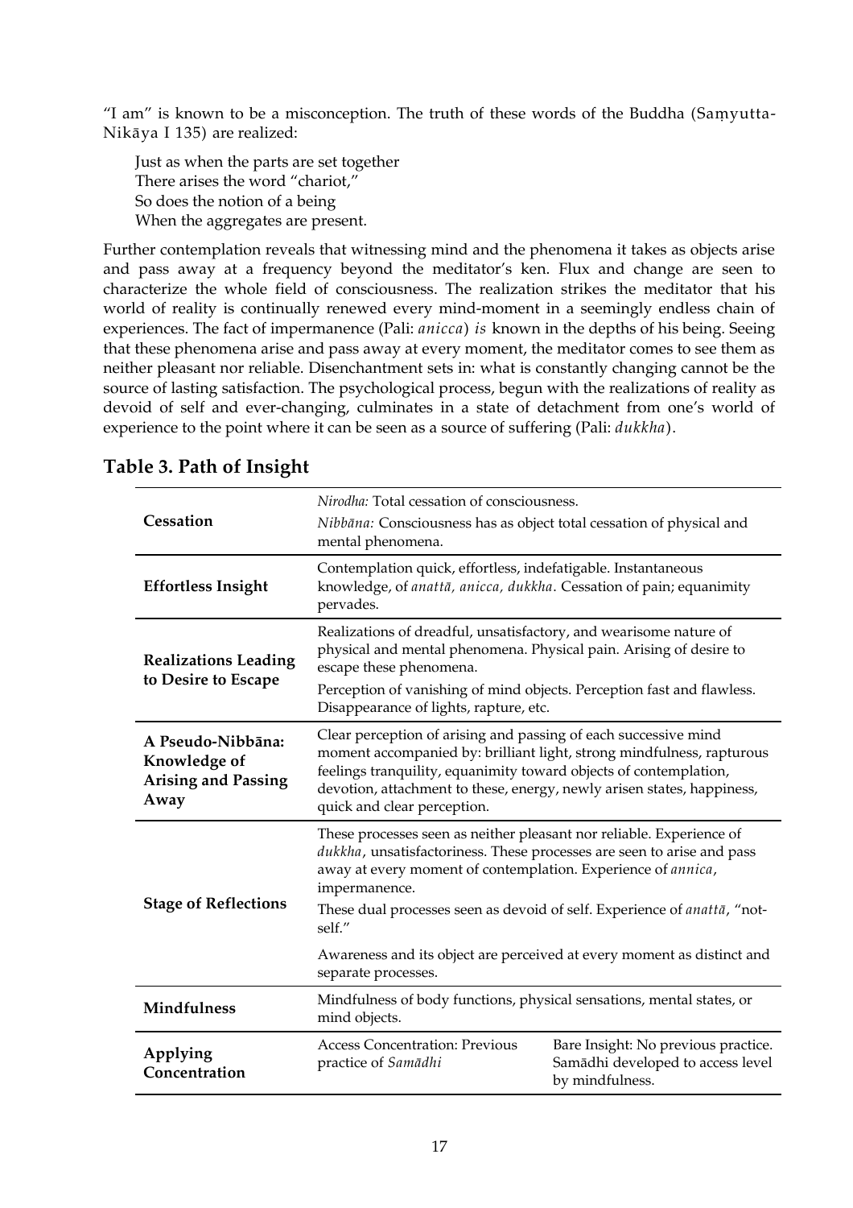"I am" is known to be a misconception. The truth of these words of the Buddha (Saṃyutta-Nikāya I 135) are realized:

> Just as when the parts are set together
> There arises the word "chariot,"
> So does the notion of a being
> When the aggregates are present.

Further contemplation reveals that witnessing mind and the phenomena it takes as objects arise and pass away at a frequency beyond the meditator's ken. Flux and change are seen to characterize the whole field of consciousness. The realization strikes the meditator that his world of reality is continually renewed every mind-moment in a seemingly endless chain of experiences. The fact of impermanence (Pali: *anicca*) *is* known in the depths of his being. Seeing that these phenomena arise and pass away at every moment, the meditator comes to see them as neither pleasant nor reliable. Disenchantment sets in: what is constantly changing cannot be the source of lasting satisfaction. The psychological process, begun with the realizations of reality as devoid of self and ever-changing, culminates in a state of detachment from one's world of experience to the point where it can be seen as a source of suffering (Pali: *dukkha*).

## Table 3. Path of Insight

| | | |
|---|---|---|
| **Cessation** | *Nirodha:* Total cessation of consciousness.<br>*Nibbāna:* Consciousness has as object total cessation of physical and mental phenomena. | |
| **Effortless Insight** | Contemplation quick, effortless, indefatigable. Instantaneous knowledge, of *anattā, anicca, dukkha*. Cessation of pain; equanimity pervades. | |
| **Realizations Leading to Desire to Escape** | Realizations of dreadful, unsatisfactory, and wearisome nature of physical and mental phenomena. Physical pain. Arising of desire to escape these phenomena.<br>Perception of vanishing of mind objects. Perception fast and flawless. Disappearance of lights, rapture, etc. | |
| **A Pseudo-Nibbāna: Knowledge of Arising and Passing Away** | Clear perception of arising and passing of each successive mind moment accompanied by: brilliant light, strong mindfulness, rapturous feelings tranquility, equanimity toward objects of contemplation, devotion, attachment to these, energy, newly arisen states, happiness, quick and clear perception. | |
| **Stage of Reflections** | These processes seen as neither pleasant nor reliable. Experience of *dukkha*, unsatisfactoriness. These processes are seen to arise and pass away at every moment of contemplation. Experience of *annica*, impermanence.<br>These dual processes seen as devoid of self. Experience of *anattā*, "not-self."<br>Awareness and its object are perceived at every moment as distinct and separate processes. | |
| **Mindfulness** | Mindfulness of body functions, physical sensations, mental states, or mind objects. | |
| **Applying Concentration** | Access Concentration: Previous practice of *Samādhi* | Bare Insight: No previous practice. Samādhi developed to access level by mindfulness. |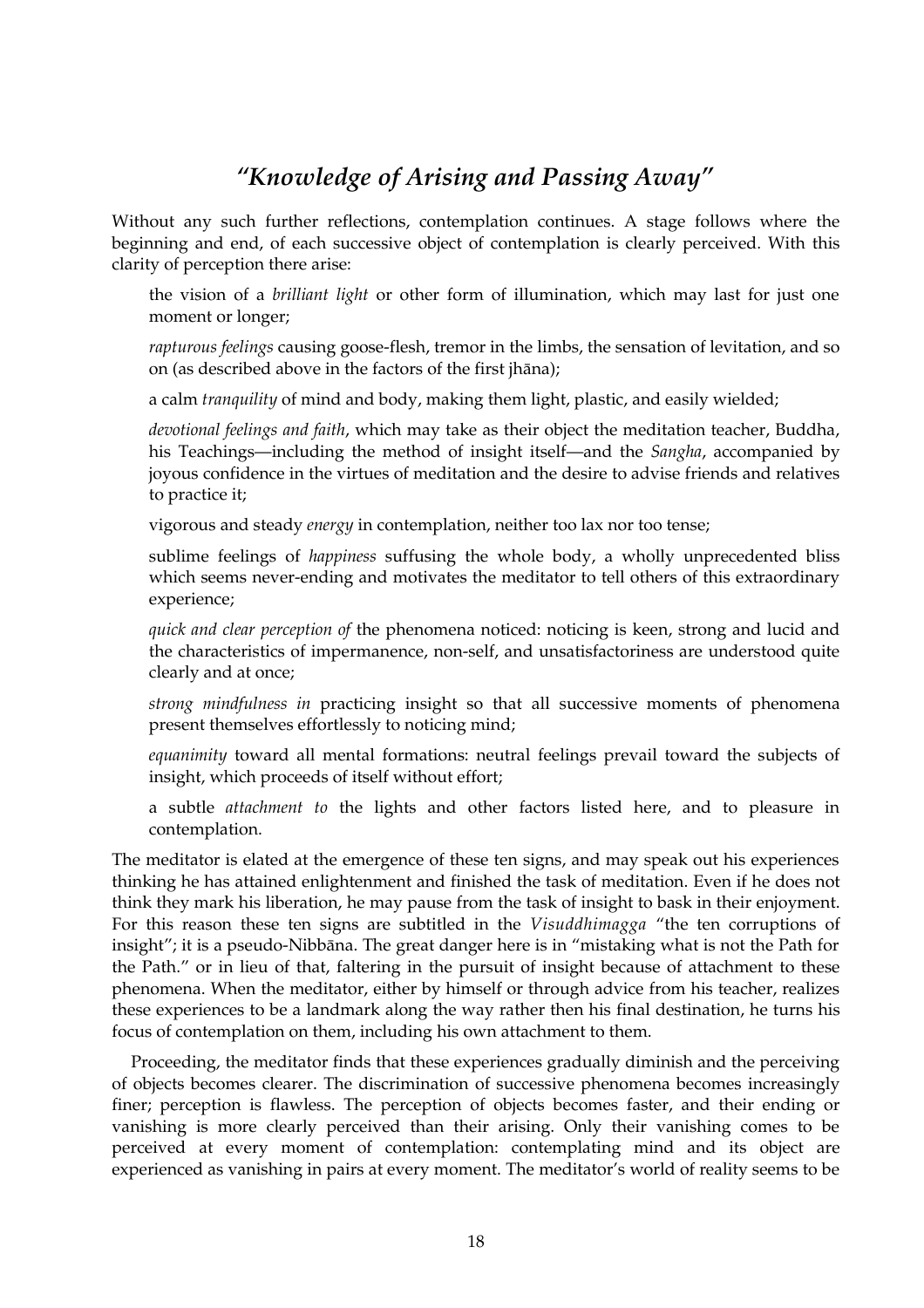## *"Knowledge of Arising and Passing Away"*

Without any such further reflections, contemplation continues. A stage follows where the beginning and end, of each successive object of contemplation is clearly perceived. With this clarity of perception there arise:

the vision of a *brilliant light* or other form of illumination, which may last for just one moment or longer;

*rapturous feelings* causing goose-flesh, tremor in the limbs, the sensation of levitation, and so on (as described above in the factors of the first jhāna);

a calm *tranquility* of mind and body, making them light, plastic, and easily wielded;

*devotional feelings and faith*, which may take as their object the meditation teacher, Buddha, his Teachings—including the method of insight itself—and the *Sangha*, accompanied by joyous confidence in the virtues of meditation and the desire to advise friends and relatives to practice it;

vigorous and steady *energy* in contemplation, neither too lax nor too tense;

sublime feelings of *happiness* suffusing the whole body, a wholly unprecedented bliss which seems never-ending and motivates the meditator to tell others of this extraordinary experience;

*quick and clear perception of* the phenomena noticed: noticing is keen, strong and lucid and the characteristics of impermanence, non-self, and unsatisfactoriness are understood quite clearly and at once;

*strong mindfulness in* practicing insight so that all successive moments of phenomena present themselves effortlessly to noticing mind;

*equanimity* toward all mental formations: neutral feelings prevail toward the subjects of insight, which proceeds of itself without effort;

a subtle *attachment to* the lights and other factors listed here, and to pleasure in contemplation.

The meditator is elated at the emergence of these ten signs, and may speak out his experiences thinking he has attained enlightenment and finished the task of meditation. Even if he does not think they mark his liberation, he may pause from the task of insight to bask in their enjoyment. For this reason these ten signs are subtitled in the *Visuddhimagga* "the ten corruptions of insight"; it is a pseudo-Nibbāna. The great danger here is in "mistaking what is not the Path for the Path." or in lieu of that, faltering in the pursuit of insight because of attachment to these phenomena. When the meditator, either by himself or through advice from his teacher, realizes these experiences to be a landmark along the way rather then his final destination, he turns his focus of contemplation on them, including his own attachment to them.

Proceeding, the meditator finds that these experiences gradually diminish and the perceiving of objects becomes clearer. The discrimination of successive phenomena becomes increasingly finer; perception is flawless. The perception of objects becomes faster, and their ending or vanishing is more clearly perceived than their arising. Only their vanishing comes to be perceived at every moment of contemplation: contemplating mind and its object are experienced as vanishing in pairs at every moment. The meditator's world of reality seems to be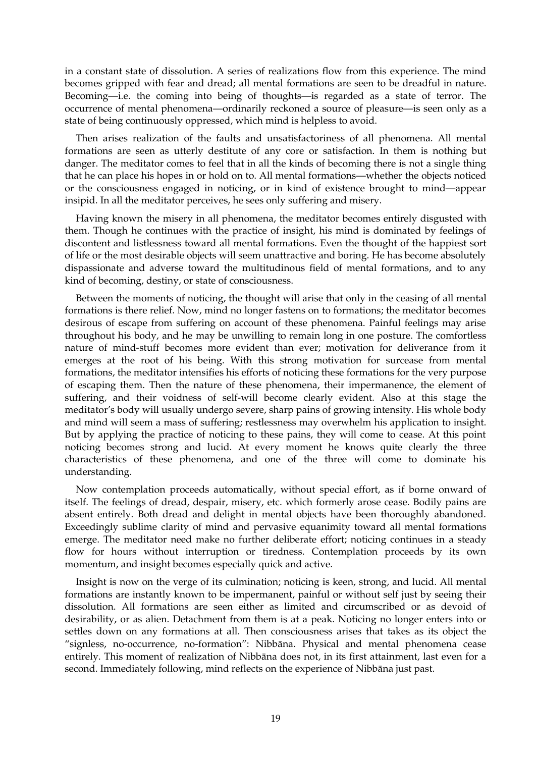in a constant state of dissolution. A series of realizations flow from this experience. The mind becomes gripped with fear and dread; all mental formations are seen to be dreadful in nature. Becoming—i.e. the coming into being of thoughts—is regarded as a state of terror. The occurrence of mental phenomena—ordinarily reckoned a source of pleasure—is seen only as a state of being continuously oppressed, which mind is helpless to avoid.

Then arises realization of the faults and unsatisfactoriness of all phenomena. All mental formations are seen as utterly destitute of any core or satisfaction. In them is nothing but danger. The meditator comes to feel that in all the kinds of becoming there is not a single thing that he can place his hopes in or hold on to. All mental formations—whether the objects noticed or the consciousness engaged in noticing, or in kind of existence brought to mind—appear insipid. In all the meditator perceives, he sees only suffering and misery.

Having known the misery in all phenomena, the meditator becomes entirely disgusted with them. Though he continues with the practice of insight, his mind is dominated by feelings of discontent and listlessness toward all mental formations. Even the thought of the happiest sort of life or the most desirable objects will seem unattractive and boring. He has become absolutely dispassionate and adverse toward the multitudinous field of mental formations, and to any kind of becoming, destiny, or state of consciousness.

Between the moments of noticing, the thought will arise that only in the ceasing of all mental formations is there relief. Now, mind no longer fastens on to formations; the meditator becomes desirous of escape from suffering on account of these phenomena. Painful feelings may arise throughout his body, and he may be unwilling to remain long in one posture. The comfortless nature of mind-stuff becomes more evident than ever; motivation for deliverance from it emerges at the root of his being. With this strong motivation for surcease from mental formations, the meditator intensifies his efforts of noticing these formations for the very purpose of escaping them. Then the nature of these phenomena, their impermanence, the element of suffering, and their voidness of self-will become clearly evident. Also at this stage the meditator's body will usually undergo severe, sharp pains of growing intensity. His whole body and mind will seem a mass of suffering; restlessness may overwhelm his application to insight. But by applying the practice of noticing to these pains, they will come to cease. At this point noticing becomes strong and lucid. At every moment he knows quite clearly the three characteristics of these phenomena, and one of the three will come to dominate his understanding.

Now contemplation proceeds automatically, without special effort, as if borne onward of itself. The feelings of dread, despair, misery, etc. which formerly arose cease. Bodily pains are absent entirely. Both dread and delight in mental objects have been thoroughly abandoned. Exceedingly sublime clarity of mind and pervasive equanimity toward all mental formations emerge. The meditator need make no further deliberate effort; noticing continues in a steady flow for hours without interruption or tiredness. Contemplation proceeds by its own momentum, and insight becomes especially quick and active.

Insight is now on the verge of its culmination; noticing is keen, strong, and lucid. All mental formations are instantly known to be impermanent, painful or without self just by seeing their dissolution. All formations are seen either as limited and circumscribed or as devoid of desirability, or as alien. Detachment from them is at a peak. Noticing no longer enters into or settles down on any formations at all. Then consciousness arises that takes as its object the "signless, no-occurrence, no-formation": Nibbāna. Physical and mental phenomena cease entirely. This moment of realization of Nibbāna does not, in its first attainment, last even for a second. Immediately following, mind reflects on the experience of Nibbāna just past.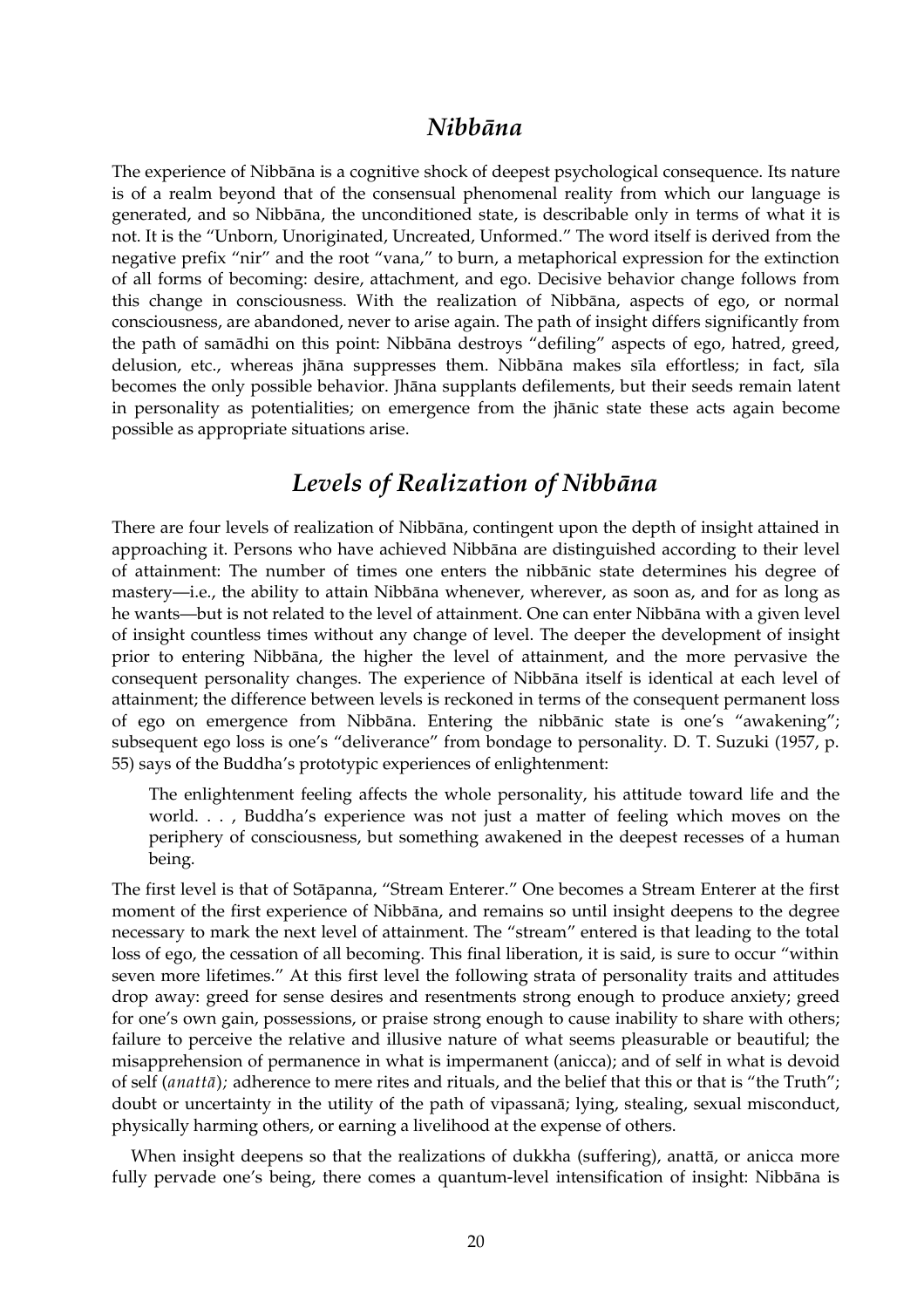## *Nibbāna*

The experience of Nibbāna is a cognitive shock of deepest psychological consequence. Its nature is of a realm beyond that of the consensual phenomenal reality from which our language is generated, and so Nibbāna, the unconditioned state, is describable only in terms of what it is not. It is the "Unborn, Unoriginated, Uncreated, Unformed." The word itself is derived from the negative prefix "nir" and the root "vana," to burn, a metaphorical expression for the extinction of all forms of becoming: desire, attachment, and ego. Decisive behavior change follows from this change in consciousness. With the realization of Nibbāna, aspects of ego, or normal consciousness, are abandoned, never to arise again. The path of insight differs significantly from the path of samādhi on this point: Nibbāna destroys "defiling" aspects of ego, hatred, greed, delusion, etc., whereas jhāna suppresses them. Nibbāna makes sīla effortless; in fact, sīla becomes the only possible behavior. Jhāna supplants defilements, but their seeds remain latent in personality as potentialities; on emergence from the jhānic state these acts again become possible as appropriate situations arise.

## *Levels of Realization of Nibbāna*

There are four levels of realization of Nibbāna, contingent upon the depth of insight attained in approaching it. Persons who have achieved Nibbāna are distinguished according to their level of attainment: The number of times one enters the nibbānic state determines his degree of mastery—i.e., the ability to attain Nibbāna whenever, wherever, as soon as, and for as long as he wants—but is not related to the level of attainment. One can enter Nibbāna with a given level of insight countless times without any change of level. The deeper the development of insight prior to entering Nibbāna, the higher the level of attainment, and the more pervasive the consequent personality changes. The experience of Nibbāna itself is identical at each level of attainment; the difference between levels is reckoned in terms of the consequent permanent loss of ego on emergence from Nibbāna. Entering the nibbānic state is one's "awakening"; subsequent ego loss is one's "deliverance" from bondage to personality. D. T. Suzuki (1957, p. 55) says of the Buddha's prototypic experiences of enlightenment:

> The enlightenment feeling affects the whole personality, his attitude toward life and the world. . . , Buddha's experience was not just a matter of feeling which moves on the periphery of consciousness, but something awakened in the deepest recesses of a human being.

The first level is that of Sotāpanna, "Stream Enterer." One becomes a Stream Enterer at the first moment of the first experience of Nibbāna, and remains so until insight deepens to the degree necessary to mark the next level of attainment. The "stream" entered is that leading to the total loss of ego, the cessation of all becoming. This final liberation, it is said, is sure to occur "within seven more lifetimes." At this first level the following strata of personality traits and attitudes drop away: greed for sense desires and resentments strong enough to produce anxiety; greed for one's own gain, possessions, or praise strong enough to cause inability to share with others; failure to perceive the relative and illusive nature of what seems pleasurable or beautiful; the misapprehension of permanence in what is impermanent (anicca); and of self in what is devoid of self (*anattā*)*;* adherence to mere rites and rituals, and the belief that this or that is "the Truth"; doubt or uncertainty in the utility of the path of vipassanā; lying, stealing, sexual misconduct, physically harming others, or earning a livelihood at the expense of others.

When insight deepens so that the realizations of dukkha (suffering), anattā, or anicca more fully pervade one's being, there comes a quantum-level intensification of insight: Nibbāna is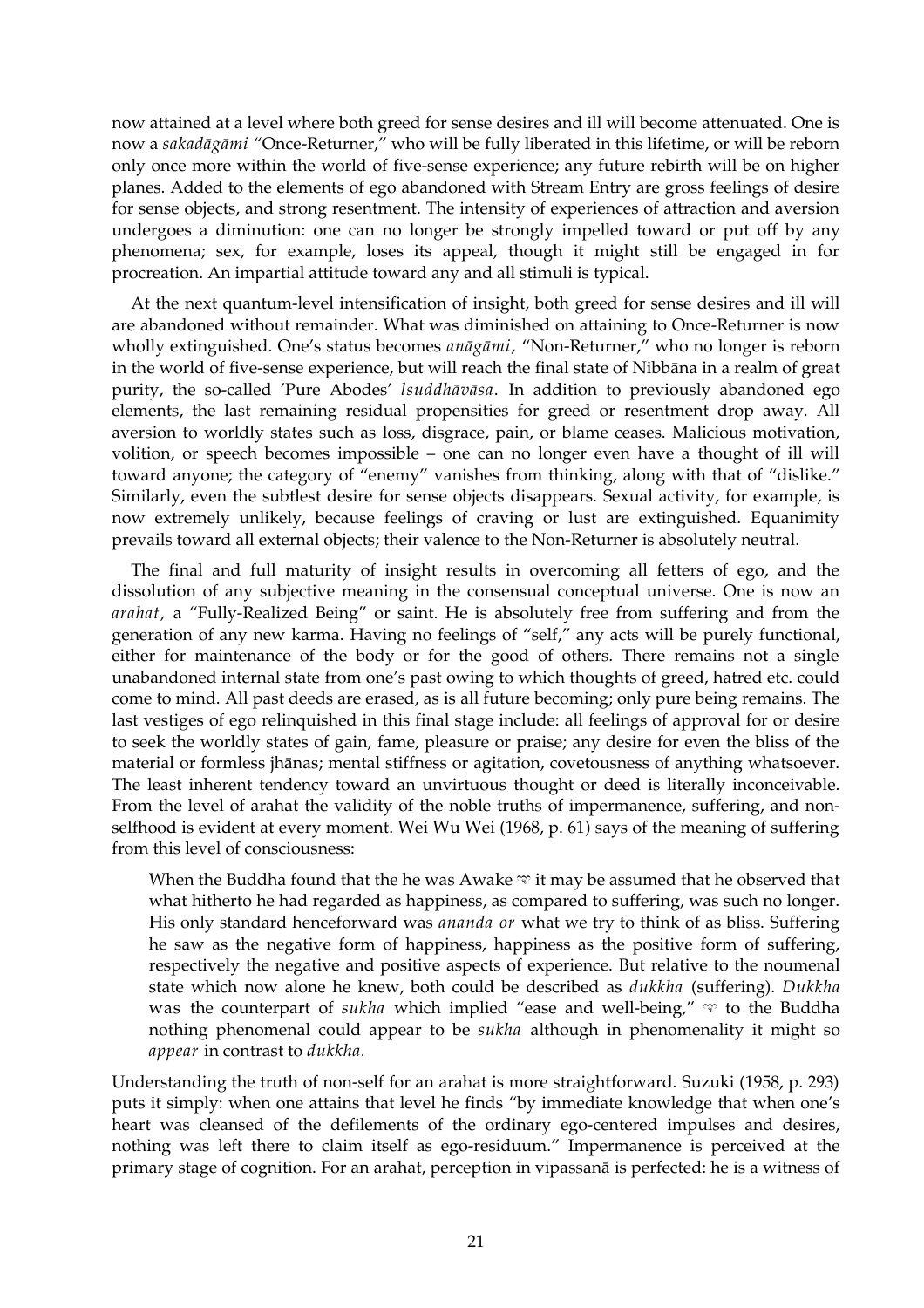now attained at a level where both greed for sense desires and ill will become attenuated. One is now a *sakadāgāmi* "Once-Returner," who will be fully liberated in this lifetime, or will be reborn only once more within the world of five-sense experience; any future rebirth will be on higher planes. Added to the elements of ego abandoned with Stream Entry are gross feelings of desire for sense objects, and strong resentment. The intensity of experiences of attraction and aversion undergoes a diminution: one can no longer be strongly impelled toward or put off by any phenomena; sex, for example, loses its appeal, though it might still be engaged in for procreation. An impartial attitude toward any and all stimuli is typical.

At the next quantum-level intensification of insight, both greed for sense desires and ill will are abandoned without remainder. What was diminished on attaining to Once-Returner is now wholly extinguished. One's status becomes *anāgāmi*, "Non-Returner," who no longer is reborn in the world of five-sense experience, but will reach the final state of Nibbāna in a realm of great purity, the so-called 'Pure Abodes' *lsuddhāvāsa*. In addition to previously abandoned ego elements, the last remaining residual propensities for greed or resentment drop away. All aversion to worldly states such as loss, disgrace, pain, or blame ceases. Malicious motivation, volition, or speech becomes impossible – one can no longer even have a thought of ill will toward anyone; the category of "enemy" vanishes from thinking, along with that of "dislike." Similarly, even the subtlest desire for sense objects disappears. Sexual activity, for example, is now extremely unlikely, because feelings of craving or lust are extinguished. Equanimity prevails toward all external objects; their valence to the Non-Returner is absolutely neutral.

The final and full maturity of insight results in overcoming all fetters of ego, and the dissolution of any subjective meaning in the consensual conceptual universe. One is now an *arahat*, a "Fully-Realized Being" or saint. He is absolutely free from suffering and from the generation of any new karma. Having no feelings of "self," any acts will be purely functional, either for maintenance of the body or for the good of others. There remains not a single unabandoned internal state from one's past owing to which thoughts of greed, hatred etc. could come to mind. All past deeds are erased, as is all future becoming; only pure being remains. The last vestiges of ego relinquished in this final stage include: all feelings of approval for or desire to seek the worldly states of gain, fame, pleasure or praise; any desire for even the bliss of the material or formless jhānas; mental stiffness or agitation, covetousness of anything whatsoever. The least inherent tendency toward an unvirtuous thought or deed is literally inconceivable. From the level of arahat the validity of the noble truths of impermanence, suffering, and non-selfhood is evident at every moment. Wei Wu Wei (1968, p. 61) says of the meaning of suffering from this level of consciousness:

> When the Buddha found that the he was Awake – it may be assumed that he observed that what hitherto he had regarded as happiness, as compared to suffering, was such no longer. His only standard henceforward was *ananda or* what we try to think of as bliss. Suffering he saw as the negative form of happiness, happiness as the positive form of suffering, respectively the negative and positive aspects of experience. But relative to the noumenal state which now alone he knew, both could be described as *dukkha* (suffering). *Dukkha* was the counterpart of *sukha* which implied "ease and well-being," – to the Buddha nothing phenomenal could appear to be *sukha* although in phenomenality it might so *appear* in contrast to *dukkha*.

Understanding the truth of non-self for an arahat is more straightforward. Suzuki (1958, p. 293) puts it simply: when one attains that level he finds "by immediate knowledge that when one's heart was cleansed of the defilements of the ordinary ego-centered impulses and desires, nothing was left there to claim itself as ego-residuum." Impermanence is perceived at the primary stage of cognition. For an arahat, perception in vipassanā is perfected: he is a witness of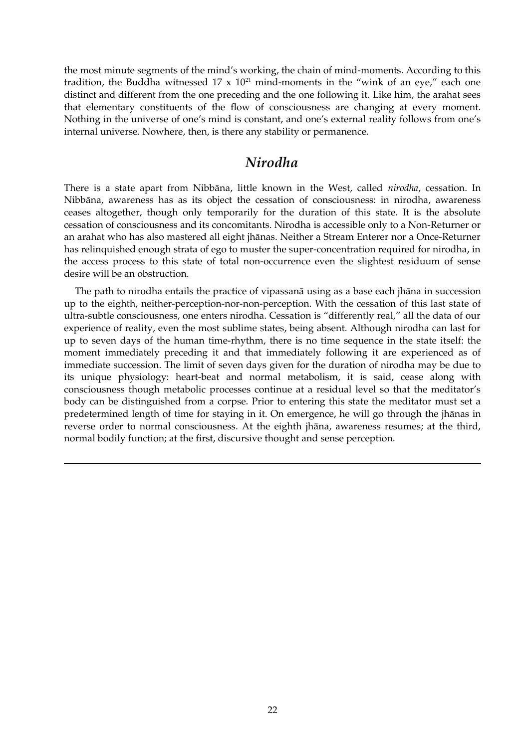the most minute segments of the mind's working, the chain of mind-moments. According to this tradition, the Buddha witnessed $17 \times 10^{21}$ mind-moments in the "wink of an eye," each one distinct and different from the one preceding and the one following it. Like him, the arahat sees that elementary constituents of the flow of consciousness are changing at every moment. Nothing in the universe of one's mind is constant, and one's external reality follows from one's internal universe. Nowhere, then, is there any stability or permanence.

## *Nirodha*

There is a state apart from Nibbāna, little known in the West, called *nirodha*, cessation. In Nibbāna, awareness has as its object the cessation of consciousness: in nirodha, awareness ceases altogether, though only temporarily for the duration of this state. It is the absolute cessation of consciousness and its concomitants. Nirodha is accessible only to a Non-Returner or an arahat who has also mastered all eight jhānas. Neither a Stream Enterer nor a Once-Returner has relinquished enough strata of ego to muster the super-concentration required for nirodha, in the access process to this state of total non-occurrence even the slightest residuum of sense desire will be an obstruction.

The path to nirodha entails the practice of vipassanā using as a base each jhāna in succession up to the eighth, neither-perception-nor-non-perception. With the cessation of this last state of ultra-subtle consciousness, one enters nirodha. Cessation is "differently real," all the data of our experience of reality, even the most sublime states, being absent. Although nirodha can last for up to seven days of the human time-rhythm, there is no time sequence in the state itself: the moment immediately preceding it and that immediately following it are experienced as of immediate succession. The limit of seven days given for the duration of nirodha may be due to its unique physiology: heart-beat and normal metabolism, it is said, cease along with consciousness though metabolic processes continue at a residual level so that the meditator's body can be distinguished from a corpse. Prior to entering this state the meditator must set a predetermined length of time for staying in it. On emergence, he will go through the jhānas in reverse order to normal consciousness. At the eighth jhāna, awareness resumes; at the third, normal bodily function; at the first, discursive thought and sense perception.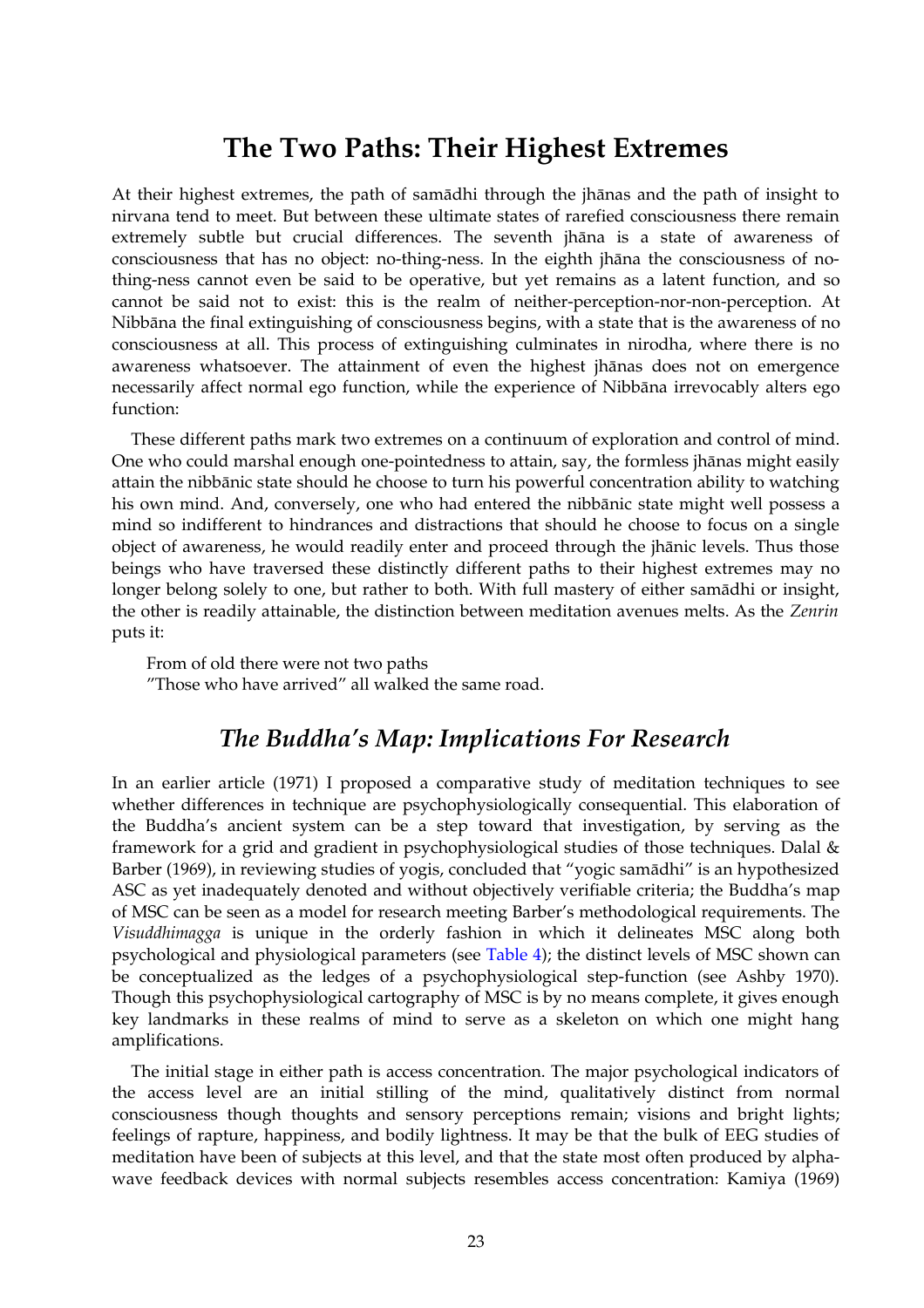## The Two Paths: Their Highest Extremes

At their highest extremes, the path of samādhi through the jhānas and the path of insight to nirvana tend to meet. But between these ultimate states of rarefied consciousness there remain extremely subtle but crucial differences. The seventh jhāna is a state of awareness of consciousness that has no object: no-thing-ness. In the eighth jhāna the consciousness of no-thing-ness cannot even be said to be operative, but yet remains as a latent function, and so cannot be said not to exist: this is the realm of neither-perception-nor-non-perception. At Nibbāna the final extinguishing of consciousness begins, with a state that is the awareness of no consciousness at all. This process of extinguishing culminates in nirodha, where there is no awareness whatsoever. The attainment of even the highest jhānas does not on emergence necessarily affect normal ego function, while the experience of Nibbāna irrevocably alters ego function:

These different paths mark two extremes on a continuum of exploration and control of mind. One who could marshal enough one-pointedness to attain, say, the formless jhānas might easily attain the nibbānic state should he choose to turn his powerful concentration ability to watching his own mind. And, conversely, one who had entered the nibbānic state might well possess a mind so indifferent to hindrances and distractions that should he choose to focus on a single object of awareness, he would readily enter and proceed through the jhānic levels. Thus those beings who have traversed these distinctly different paths to their highest extremes may no longer belong solely to one, but rather to both. With full mastery of either samādhi or insight, the other is readily attainable, the distinction between meditation avenues melts. As the *Zenrin* puts it:

> From of old there were not two paths
> "Those who have arrived" all walked the same road.

## *The Buddha's Map: Implications For Research*

In an earlier article (1971) I proposed a comparative study of meditation techniques to see whether differences in technique are psychophysiologically consequential. This elaboration of the Buddha's ancient system can be a step toward that investigation, by serving as the framework for a grid and gradient in psychophysiological studies of those techniques. Dalal & Barber (1969), in reviewing studies of yogis, concluded that "yogic samādhi" is an hypothesized ASC as yet inadequately denoted and without objectively verifiable criteria; the Buddha's map of MSC can be seen as a model for research meeting Barber's methodological requirements. The *Visuddhimagga* is unique in the orderly fashion in which it delineates MSC along both psychological and physiological parameters (see Table 4); the distinct levels of MSC shown can be conceptualized as the ledges of a psychophysiological step-function (see Ashby 1970). Though this psychophysiological cartography of MSC is by no means complete, it gives enough key landmarks in these realms of mind to serve as a skeleton on which one might hang amplifications.

The initial stage in either path is access concentration. The major psychological indicators of the access level are an initial stilling of the mind, qualitatively distinct from normal consciousness though thoughts and sensory perceptions remain; visions and bright lights; feelings of rapture, happiness, and bodily lightness. It may be that the bulk of EEG studies of meditation have been of subjects at this level, and that the state most often produced by alpha-wave feedback devices with normal subjects resembles access concentration: Kamiya (1969)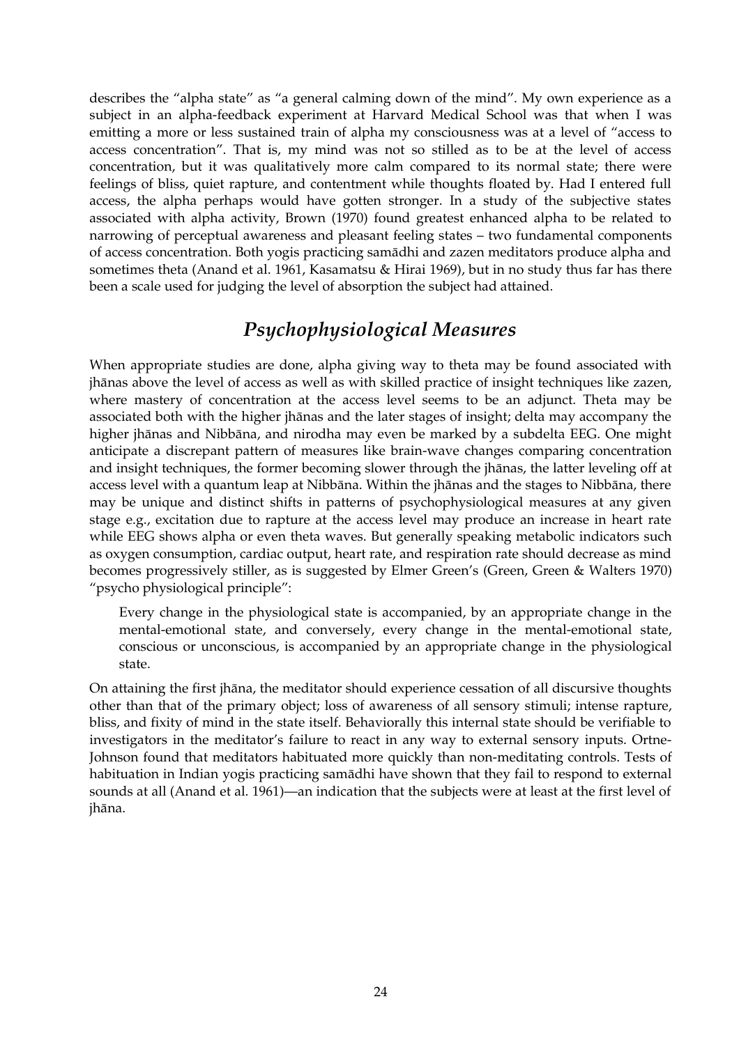describes the "alpha state" as "a general calming down of the mind". My own experience as a subject in an alpha-feedback experiment at Harvard Medical School was that when I was emitting a more or less sustained train of alpha my consciousness was at a level of "access to access concentration". That is, my mind was not so stilled as to be at the level of access concentration, but it was qualitatively more calm compared to its normal state; there were feelings of bliss, quiet rapture, and contentment while thoughts floated by. Had I entered full access, the alpha perhaps would have gotten stronger. In a study of the subjective states associated with alpha activity, Brown (1970) found greatest enhanced alpha to be related to narrowing of perceptual awareness and pleasant feeling states – two fundamental components of access concentration. Both yogis practicing samādhi and zazen meditators produce alpha and sometimes theta (Anand et al. 1961, Kasamatsu & Hirai 1969), but in no study thus far has there been a scale used for judging the level of absorption the subject had attained.

## *Psychophysiological Measures*

When appropriate studies are done, alpha giving way to theta may be found associated with jhānas above the level of access as well as with skilled practice of insight techniques like zazen, where mastery of concentration at the access level seems to be an adjunct. Theta may be associated both with the higher jhānas and the later stages of insight; delta may accompany the higher jhānas and Nibbāna, and nirodha may even be marked by a subdelta EEG. One might anticipate a discrepant pattern of measures like brain-wave changes comparing concentration and insight techniques, the former becoming slower through the jhānas, the latter leveling off at access level with a quantum leap at Nibbāna. Within the jhānas and the stages to Nibbāna, there may be unique and distinct shifts in patterns of psychophysiological measures at any given stage e.g., excitation due to rapture at the access level may produce an increase in heart rate while EEG shows alpha or even theta waves. But generally speaking metabolic indicators such as oxygen consumption, cardiac output, heart rate, and respiration rate should decrease as mind becomes progressively stiller, as is suggested by Elmer Green's (Green, Green & Walters 1970) "psycho physiological principle":

> Every change in the physiological state is accompanied, by an appropriate change in the mental-emotional state, and conversely, every change in the mental-emotional state, conscious or unconscious, is accompanied by an appropriate change in the physiological state.

On attaining the first jhāna, the meditator should experience cessation of all discursive thoughts other than that of the primary object; loss of awareness of all sensory stimuli; intense rapture, bliss, and fixity of mind in the state itself. Behaviorally this internal state should be verifiable to investigators in the meditator's failure to react in any way to external sensory inputs. Ortne-Johnson found that meditators habituated more quickly than non-meditating controls. Tests of habituation in Indian yogis practicing samādhi have shown that they fail to respond to external sounds at all (Anand et al. 1961)—an indication that the subjects were at least at the first level of jhāna.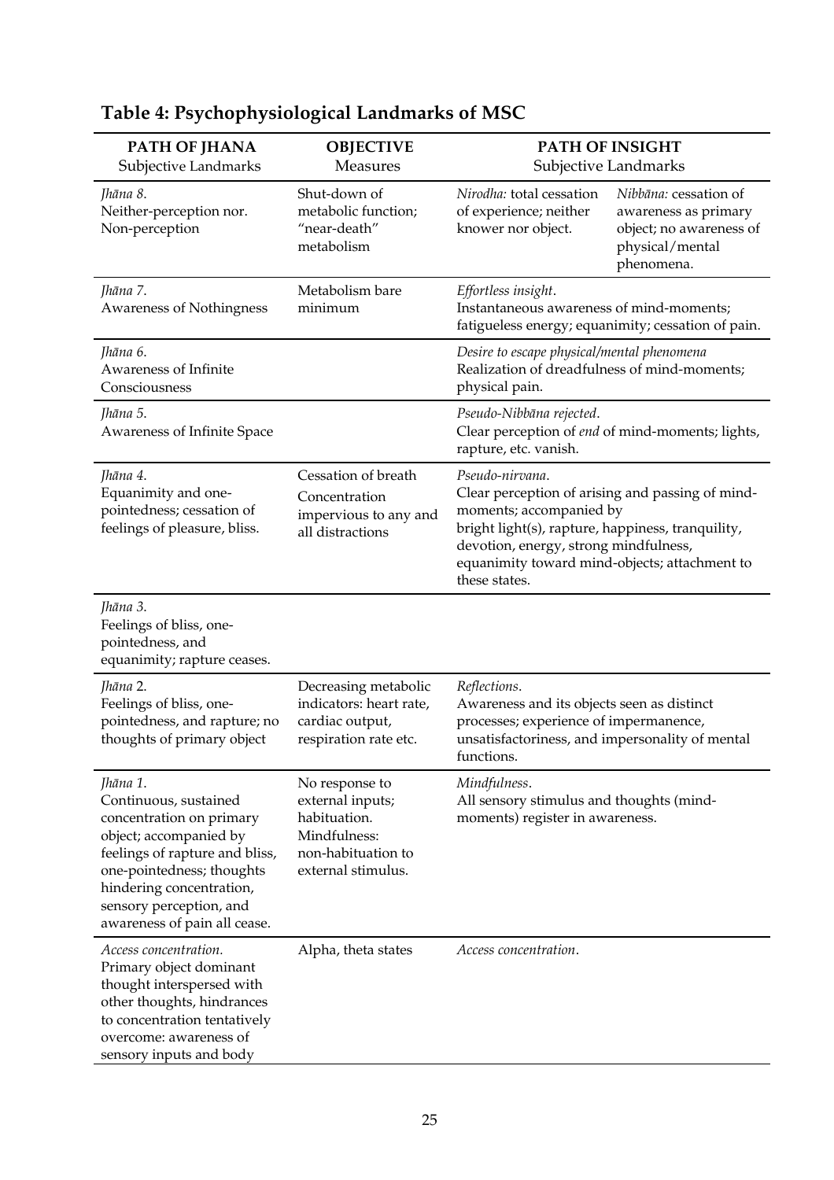## Table 4: Psychophysiological Landmarks of MSC

| PATH OF JHANA<br>Subjective Landmarks | OBJECTIVE<br>Measures | PATH OF INSIGHT<br>Subjective Landmarks | |
|---|---|---|---|
| *Jhāna 8*.<br>Neither-perception nor. Non-perception | Shut-down of metabolic function; "near-death" metabolism | *Nirodha:* total cessation of experience; neither knower nor object. | *Nibbāna:* cessation of awareness as primary object; no awareness of physical/mental phenomena. |
| *Jhāna 7*.<br>Awareness of Nothingness | Metabolism bare minimum | *Effortless insight*.<br>Instantaneous awareness of mind-moments; fatigueless energy; equanimity; cessation of pain. | |
| *Jhāna 6*.<br>Awareness of Infinite Consciousness | | *Desire to escape physical/mental phenomena*<br>Realization of dreadfulness of mind-moments; physical pain. | |
| *Jhāna 5*.<br>Awareness of Infinite Space | | *Pseudo-Nibbāna rejected*.<br>Clear perception of *end* of mind-moments; lights, rapture, etc. vanish. | |
| *Jhāna 4*.<br>Equanimity and one-pointedness; cessation of feelings of pleasure, bliss. | Cessation of breath<br>Concentration impervious to any and all distractions | *Pseudo-nirvana*.<br>Clear perception of arising and passing of mind-moments; accompanied by bright light(s), rapture, happiness, tranquility, devotion, energy, strong mindfulness, equanimity toward mind-objects; attachment to these states. | |
| *Jhāna 3*.<br>Feelings of bliss, one-pointedness, and equanimity; rapture ceases. | | | |
| *Jhāna 2*.<br>Feelings of bliss, one-pointedness, and rapture; no thoughts of primary object | Decreasing metabolic indicators: heart rate, cardiac output, respiration rate etc. | *Reflections*.<br>Awareness and its objects seen as distinct processes; experience of impermanence, unsatisfactoriness, and impersonality of mental functions. | |
| *Jhāna 1*.<br>Continuous, sustained concentration on primary object; accompanied by feelings of rapture and bliss, one-pointedness; thoughts hindering concentration, sensory perception, and awareness of pain all cease. | No response to external inputs; habituation.<br>Mindfulness: non-habituation to external stimulus. | *Mindfulness*.<br>All sensory stimulus and thoughts (mind-moments) register in awareness. | |
| *Access concentration.*<br>Primary object dominant thought interspersed with other thoughts, hindrances to concentration tentatively overcome: awareness of sensory inputs and body | Alpha, theta states | *Access concentration*. | |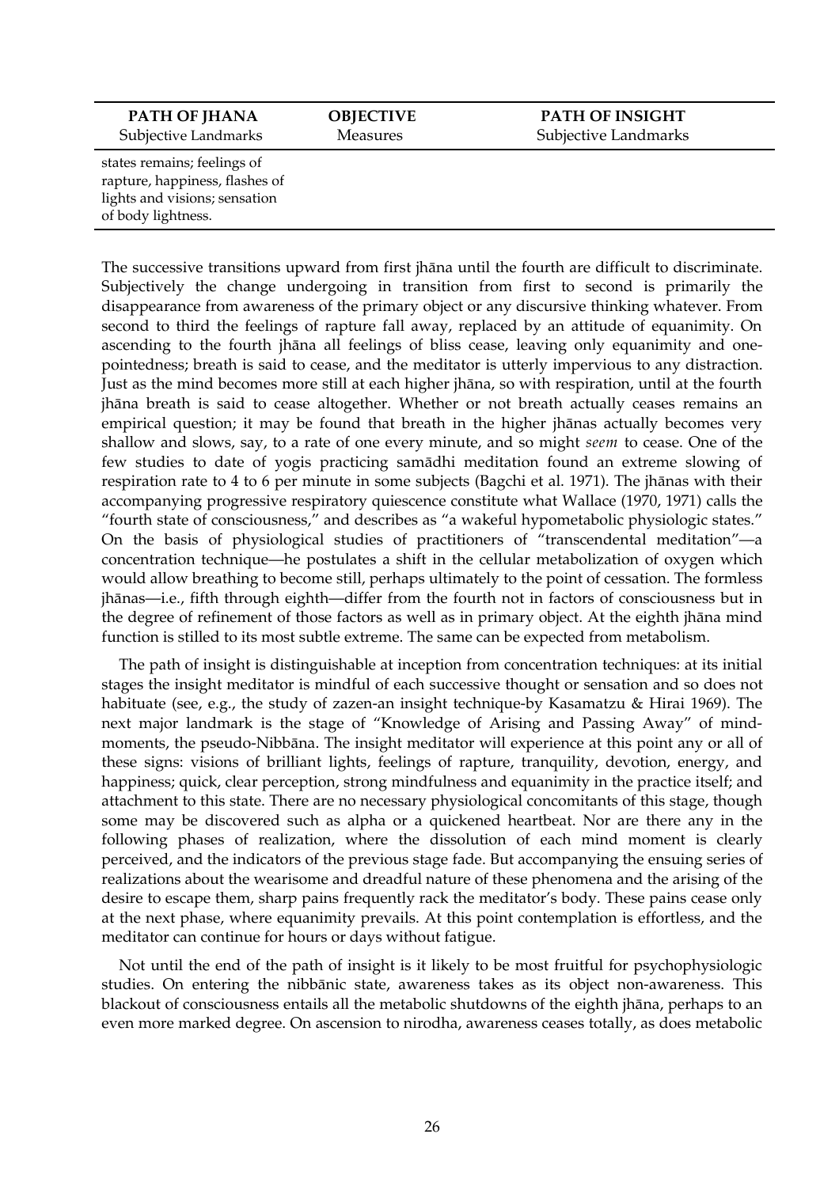| PATH OF JHANA<br>Subjective Landmarks | OBJECTIVE<br>Measures | PATH OF INSIGHT<br>Subjective Landmarks |
|---|---|---|
| states remains; feelings of rapture, happiness, flashes of lights and visions; sensation of body lightness. | | |

The successive transitions upward from first jhāna until the fourth are difficult to discriminate. Subjectively the change undergoing in transition from first to second is primarily the disappearance from awareness of the primary object or any discursive thinking whatever. From second to third the feelings of rapture fall away, replaced by an attitude of equanimity. On ascending to the fourth jhāna all feelings of bliss cease, leaving only equanimity and one-pointedness; breath is said to cease, and the meditator is utterly impervious to any distraction. Just as the mind becomes more still at each higher jhāna, so with respiration, until at the fourth jhāna breath is said to cease altogether. Whether or not breath actually ceases remains an empirical question; it may be found that breath in the higher jhānas actually becomes very shallow and slows, say, to a rate of one every minute, and so might *seem* to cease. One of the few studies to date of yogis practicing samādhi meditation found an extreme slowing of respiration rate to 4 to 6 per minute in some subjects (Bagchi et al. 1971). The jhānas with their accompanying progressive respiratory quiescence constitute what Wallace (1970, 1971) calls the "fourth state of consciousness," and describes as "a wakeful hypometabolic physiologic states." On the basis of physiological studies of practitioners of "transcendental meditation"—a concentration technique—he postulates a shift in the cellular metabolization of oxygen which would allow breathing to become still, perhaps ultimately to the point of cessation. The formless jhānas—i.e., fifth through eighth—differ from the fourth not in factors of consciousness but in the degree of refinement of those factors as well as in primary object. At the eighth jhāna mind function is stilled to its most subtle extreme. The same can be expected from metabolism.

The path of insight is distinguishable at inception from concentration techniques: at its initial stages the insight meditator is mindful of each successive thought or sensation and so does not habituate (see, e.g., the study of zazen-an insight technique-by Kasamatzu & Hirai 1969). The next major landmark is the stage of "Knowledge of Arising and Passing Away" of mind-moments, the pseudo-Nibbāna. The insight meditator will experience at this point any or all of these signs: visions of brilliant lights, feelings of rapture, tranquility, devotion, energy, and happiness; quick, clear perception, strong mindfulness and equanimity in the practice itself; and attachment to this state. There are no necessary physiological concomitants of this stage, though some may be discovered such as alpha or a quickened heartbeat. Nor are there any in the following phases of realization, where the dissolution of each mind moment is clearly perceived, and the indicators of the previous stage fade. But accompanying the ensuing series of realizations about the wearisome and dreadful nature of these phenomena and the arising of the desire to escape them, sharp pains frequently rack the meditator's body. These pains cease only at the next phase, where equanimity prevails. At this point contemplation is effortless, and the meditator can continue for hours or days without fatigue.

Not until the end of the path of insight is it likely to be most fruitful for psychophysiologic studies. On entering the nibbānic state, awareness takes as its object non-awareness. This blackout of consciousness entails all the metabolic shutdowns of the eighth jhāna, perhaps to an even more marked degree. On ascension to nirodha, awareness ceases totally, as does metabolic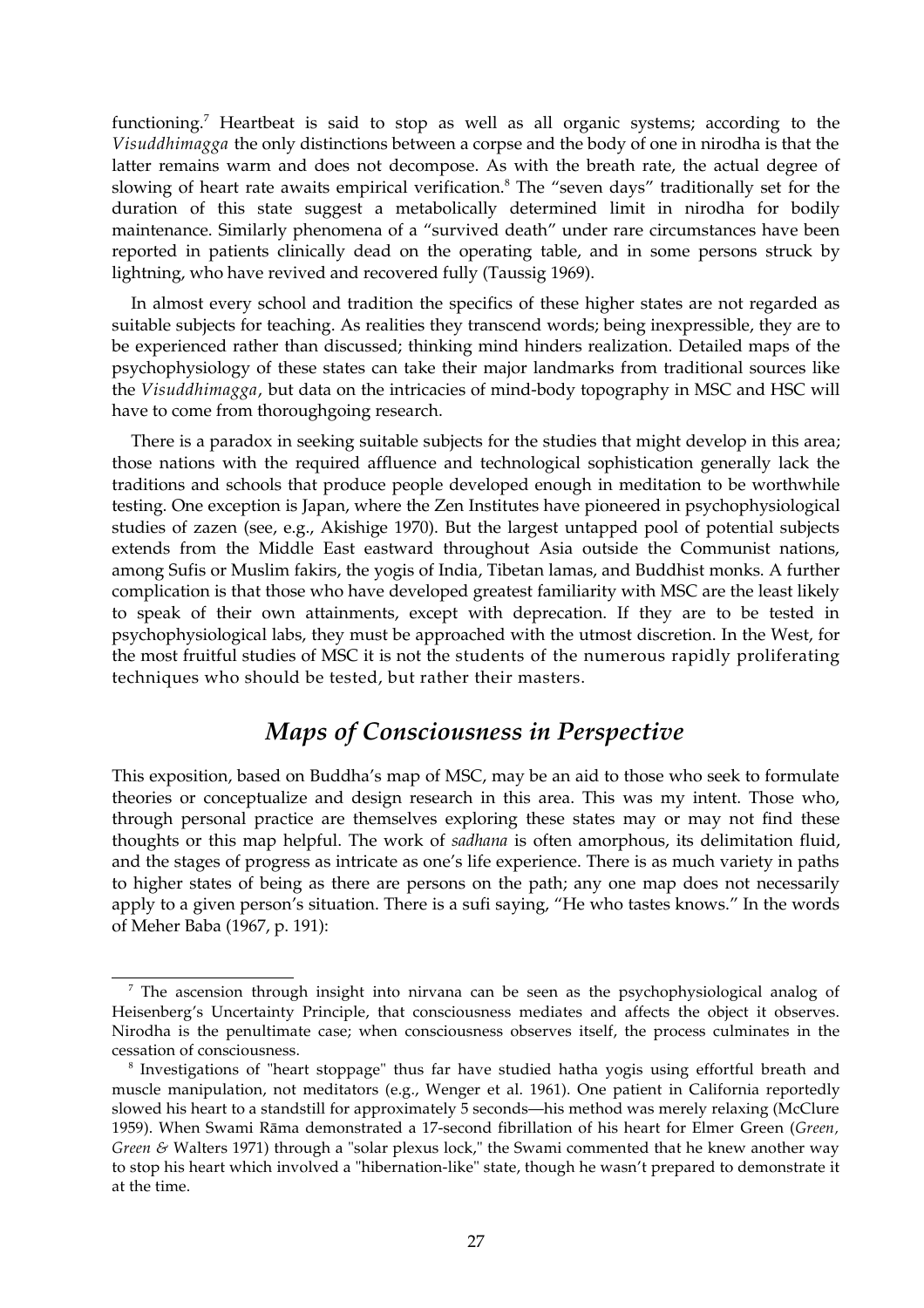functioning.[7] Heartbeat is said to stop as well as all organic systems; according to the *Visuddhimagga* the only distinctions between a corpse and the body of one in nirodha is that the latter remains warm and does not decompose. As with the breath rate, the actual degree of slowing of heart rate awaits empirical verification.[8] The "seven days" traditionally set for the duration of this state suggest a metabolically determined limit in nirodha for bodily maintenance. Similarly phenomena of a "survived death" under rare circumstances have been reported in patients clinically dead on the operating table, and in some persons struck by lightning, who have revived and recovered fully (Taussig 1969).

In almost every school and tradition the specifics of these higher states are not regarded as suitable subjects for teaching. As realities they transcend words; being inexpressible, they are to be experienced rather than discussed; thinking mind hinders realization. Detailed maps of the psychophysiology of these states can take their major landmarks from traditional sources like the *Visuddhimagga*, but data on the intricacies of mind-body topography in MSC and HSC will have to come from thoroughgoing research.

There is a paradox in seeking suitable subjects for the studies that might develop in this area; those nations with the required affluence and technological sophistication generally lack the traditions and schools that produce people developed enough in meditation to be worthwhile testing. One exception is Japan, where the Zen Institutes have pioneered in psychophysiological studies of zazen (see, e.g., Akishige 1970). But the largest untapped pool of potential subjects extends from the Middle East eastward throughout Asia outside the Communist nations, among Sufis or Muslim fakirs, the yogis of India, Tibetan lamas, and Buddhist monks. A further complication is that those who have developed greatest familiarity with MSC are the least likely to speak of their own attainments, except with deprecation. If they are to be tested in psychophysiological labs, they must be approached with the utmost discretion. In the West, for the most fruitful studies of MSC it is not the students of the numerous rapidly proliferating techniques who should be tested, but rather their masters.

## *Maps of Consciousness in Perspective*

This exposition, based on Buddha's map of MSC, may be an aid to those who seek to formulate theories or conceptualize and design research in this area. This was my intent. Those who, through personal practice are themselves exploring these states may or may not find these thoughts or this map helpful. The work of *sadhana* is often amorphous, its delimitation fluid, and the stages of progress as intricate as one's life experience. There is as much variety in paths to higher states of being as there are persons on the path; any one map does not necessarily apply to a given person's situation. There is a sufi saying, "He who tastes knows." In the words of Meher Baba (1967, p. 191):

---

[7] The ascension through insight into nirvana can be seen as the psychophysiological analog of Heisenberg's Uncertainty Principle, that consciousness mediates and affects the object it observes. Nirodha is the penultimate case; when consciousness observes itself, the process culminates in the cessation of consciousness.

[8] Investigations of "heart stoppage" thus far have studied hatha yogis using effortful breath and muscle manipulation, not meditators (e.g., Wenger et al. 1961). One patient in California reportedly slowed his heart to a standstill for approximately 5 seconds—his method was merely relaxing (McClure 1959). When Swami Rāma demonstrated a 17-second fibrillation of his heart for Elmer Green (*Green, Green &* Walters 1971) through a "solar plexus lock," the Swami commented that he knew another way to stop his heart which involved a "hibernation-like" state, though he wasn't prepared to demonstrate it at the time.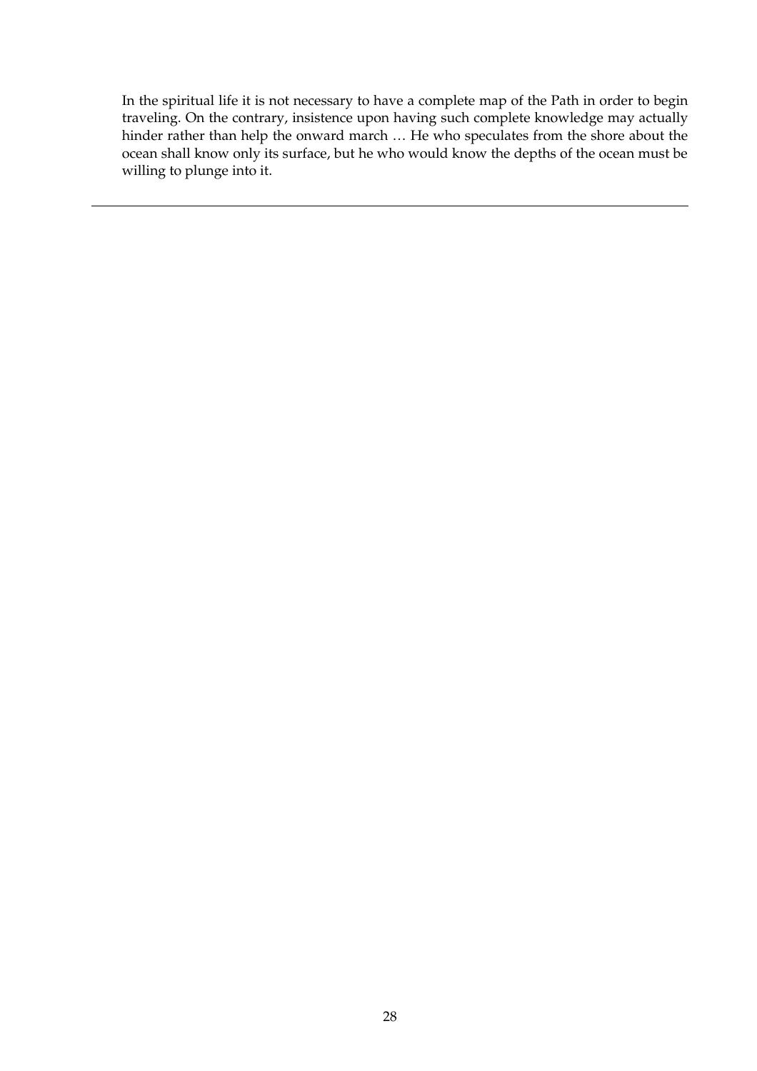In the spiritual life it is not necessary to have a complete map of the Path in order to begin traveling. On the contrary, insistence upon having such complete knowledge may actually hinder rather than help the onward march … He who speculates from the shore about the ocean shall know only its surface, but he who would know the depths of the ocean must be willing to plunge into it.

---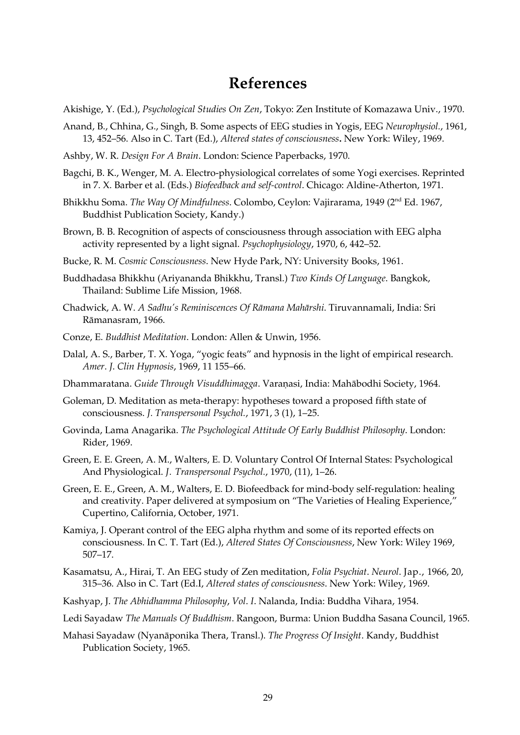# References

Akishige, Y. (Ed.), *Psychological Studies On Zen*, Tokyo: Zen Institute of Komazawa Univ., 1970.

Anand, B., Chhina, G., Singh, B. Some aspects of EEG studies in Yogis, EEG *Neurophysiol.*, 1961, 13, 452–56. Also in C. Tart (Ed.), *Altered states of consciousness***.** New York: Wiley, 1969.

Ashby, W. R. *Design For A Brain*. London: Science Paperbacks, 1970.

Bagchi, B. K., Wenger, M. A. Electro-physiological correlates of some Yogi exercises. Reprinted in 7. X. Barber et al. (Eds.) *Biofeedback and self-control*. Chicago: Aldine-Atherton, 1971.

Bhikkhu Soma. *The Way Of Mindfulness*. Colombo, Ceylon: Vajirarama, 1949 (2nd Ed. 1967, Buddhist Publication Society, Kandy.)

Brown, B. B. Recognition of aspects of consciousness through association with EEG alpha activity represented by a light signal. *Psychophysiology*, 1970, 6, 442–52.

Bucke, R. M. *Cosmic Consciousness*. New Hyde Park, NY: University Books, 1961.

Buddhadasa Bhikkhu (Ariyananda Bhikkhu, Transl.) *Two Kinds Of Language*. Bangkok, Thailand: Sublime Life Mission, 1968.

Chadwick, A. W. *A Sadhu's Reminiscences Of Rāmana Mahārshi*. Tiruvannamali, India: Sri Rāmanasram, 1966.

Conze, E. *Buddhist Meditation*. London: Allen & Unwin, 1956.

Dalal, A. S., Barber, T. X. Yoga, "yogic feats" and hypnosis in the light of empirical research. *Amer. J. Clin Hypnosis*, 1969, 11 155–66.

Dhammaratana. *Guide Through Visuddhimagga*. Varaṇasi, India: Mahābodhi Society, 1964.

Goleman, D. Meditation as meta-therapy: hypotheses toward a proposed fifth state of consciousness. *J. Transpersonal Psychol.*, 1971, 3 (1), 1–25.

Govinda, Lama Anagarika. *The Psychological Attitude Of Early Buddhist Philosophy*. London: Rider, 1969.

Green, E. E. Green, A. M., Walters, E. D. Voluntary Control Of Internal States: Psychological And Physiological. *J. Transpersonal Psychol.*, 1970, (11), 1–26.

Green, E. E., Green, A. M., Walters, E. D. Biofeedback for mind-body self-regulation: healing and creativity. Paper delivered at symposium on "The Varieties of Healing Experience," Cupertino, California, October, 1971.

Kamiya, J. Operant control of the EEG alpha rhythm and some of its reported effects on consciousness. In C. T. Tart (Ed.), *Altered States Of Consciousness*, New York: Wiley 1969, 507–17.

Kasamatsu, A., Hirai, T. An EEG study of Zen meditation, *Folia Psychiat. Neurol. Jap.*, 1966, 20, 315–36. Also in C. Tart (Ed.I, *Altered states of consciousness*. New York: Wiley, 1969.

Kashyap, J. *The Abhidhamma Philosophy, Vol. I*. Nalanda, India: Buddha Vihara, 1954.

Ledi Sayadaw *The Manuals Of Buddhism*. Rangoon, Burma: Union Buddha Sasana Council, 1965.

Mahasi Sayadaw (Nyanāponika Thera, Transl.). *The Progress Of Insight*. Kandy, Buddhist Publication Society, 1965.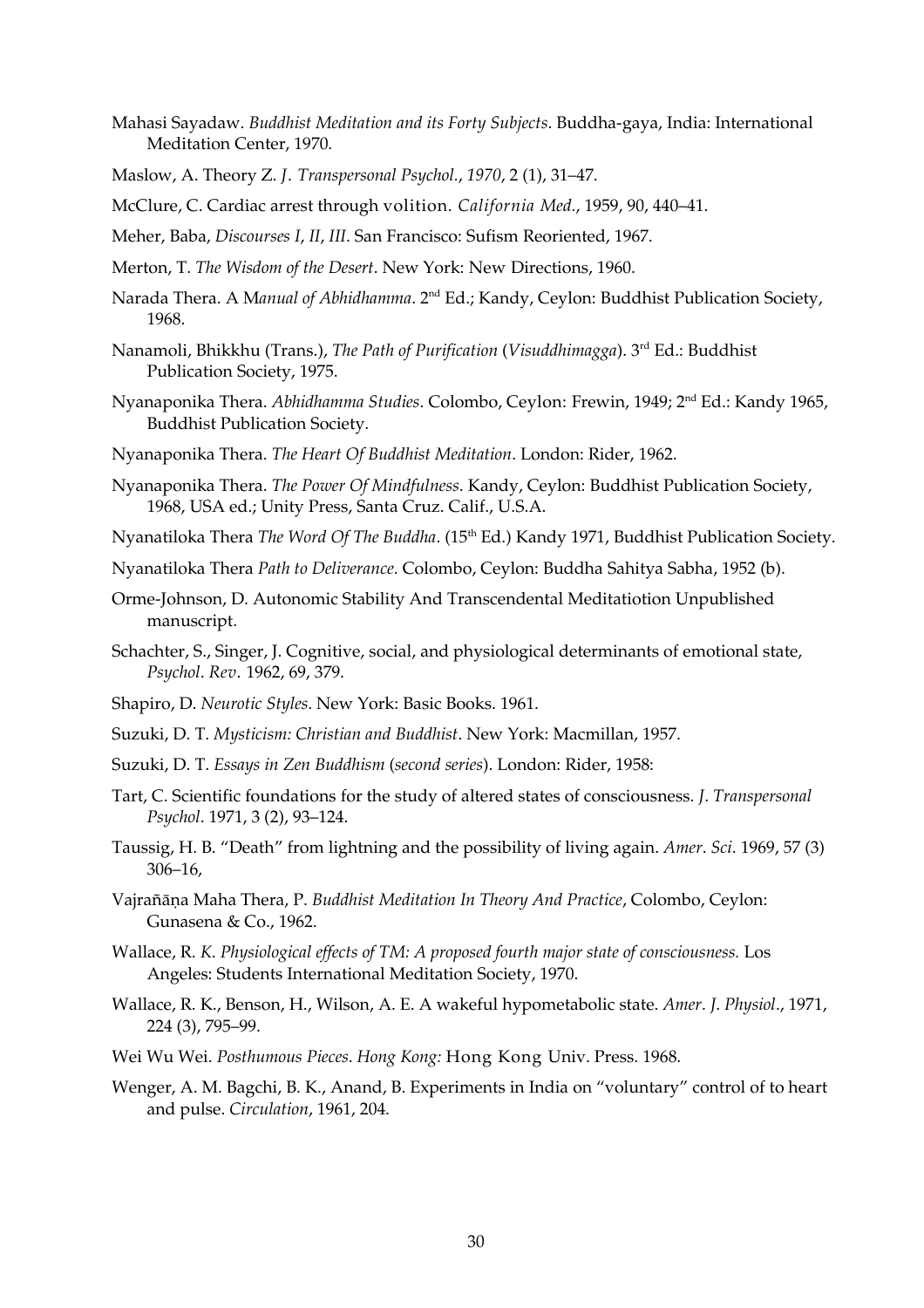Mahasi Sayadaw. *Buddhist Meditation and its Forty Subjects*. Buddha-gaya, India: International Meditation Center, 1970.

Maslow, A. Theory Z. *J. Transpersonal Psychol., 1970*, 2 (1), 31–47.

McClure, C. Cardiac arrest through volition. *California Med.*, 1959, 90, 440–41.

Meher, Baba, *Discourses I, II, III*. San Francisco: Sufism Reoriented, 1967.

Merton, T. *The Wisdom of the Desert*. New York: New Directions, 1960.

Narada Thera. A M*anual of Abhidhamma*. 2nd Ed.; Kandy, Ceylon: Buddhist Publication Society, 1968.

Nanamoli, Bhikkhu (Trans.), *The Path of Purification* (*Visuddhimagga*). 3rd Ed.: Buddhist Publication Society, 1975.

Nyanaponika Thera. *Abhidhamma Studies*. Colombo, Ceylon: Frewin, 1949; 2nd Ed.: Kandy 1965, Buddhist Publication Society.

Nyanaponika Thera. *The Heart Of Buddhist Meditation*. London: Rider, 1962.

Nyanaponika Thera. *The Power Of Mindfulness*. Kandy, Ceylon: Buddhist Publication Society, 1968, USA ed.; Unity Press, Santa Cruz. Calif., U.S.A.

Nyanatiloka Thera *The Word Of The Buddha*. (15th Ed.) Kandy 1971, Buddhist Publication Society.

Nyanatiloka Thera *Path to Deliverance*. Colombo, Ceylon: Buddha Sahitya Sabha, 1952 (b).

Orme-Johnson, D. Autonomic Stability And Transcendental Meditatiotion Unpublished manuscript.

Schachter, S., Singer, J. Cognitive, social, and physiological determinants of emotional state, *Psychol. Rev*. 1962, 69, 379.

Shapiro, D. *Neurotic Styles*. New York: Basic Books. 1961.

Suzuki, D. T. *Mysticism: Christian and Buddhist*. New York: Macmillan, 1957.

Suzuki, D. T. *Essays in Zen Buddhism* (*second series*). London: Rider, 1958:

Tart, C. Scientific foundations for the study of altered states of consciousness. *J. Transpersonal Psychol*. 1971, 3 (2), 93–124.

Taussig, H. B. "Death" from lightning and the possibility of living again. *Amer. Sci*. 1969, 57 (3) 306–16,

Vajrañāṇa Maha Thera, P. *Buddhist Meditation In Theory And Practice*, Colombo, Ceylon: Gunasena & Co., 1962.

Wallace, R. K. *Physiological effects of TM: A proposed fourth major state of consciousness.* Los Angeles: Students International Meditation Society, 1970.

Wallace, R. K., Benson, H., Wilson, A. E. A wakeful hypometabolic state. *Amer. J. Physiol.*, 1971, 224 (3), 795–99.

Wei Wu Wei. *Posthumous Pieces*. *Hong Kong:* Hong Kong Univ. Press. 1968.

Wenger, A. M. Bagchi, B. K., Anand, B. Experiments in India on "voluntary" control of to heart and pulse. *Circulation*, 1961, 204.